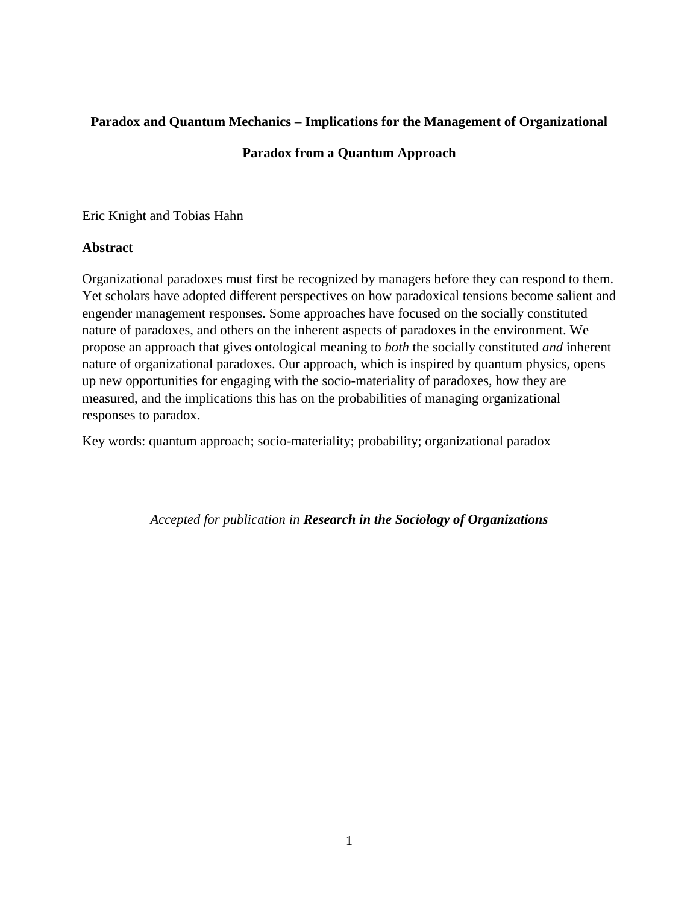# Paradox and Quantum Mechanics – Implications for the Management of Organizational Paradox from a Quantum Approach

Eric Knight and Tobias Hahn

## Abstract

Organizational paradoxes must first be recognized by managers before they can respond to them. Yet scholars have adopted different perspectives on how paradoxical tensions become salient and engender management responses. Some approaches have focused on the socially constituted nature of paradoxes, and others on the inherent aspects of paradoxes in the environment. We propose an approach that gives ontological meaning to *both* the socially constituted *and* inherent nature of organizational paradoxes. Our approach, which is inspired by quantum physics, opens up new opportunities for engaging with the socio-materiality of paradoxes, how they are measured, and the implications this has on the probabilities of managing organizational responses to paradox.

Key words: quantum approach; socio-materiality; probability; organizational paradox

*Accepted for publication in* ***Research in the Sociology of Organizations***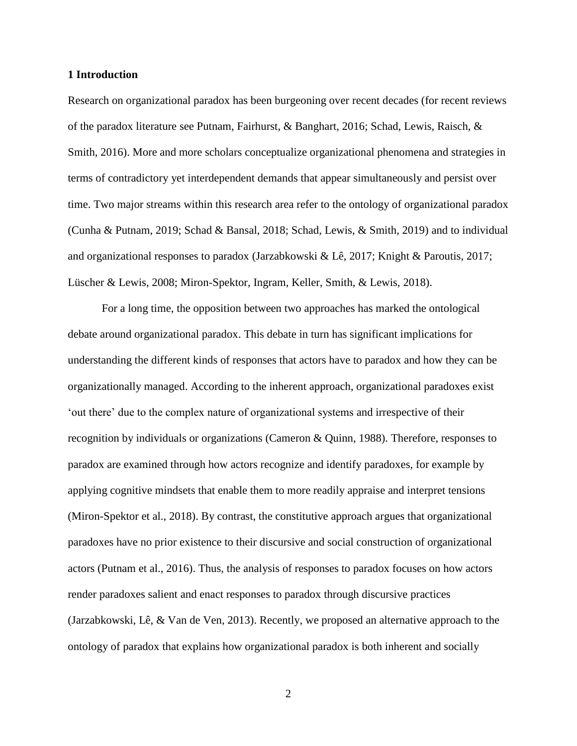## 1 Introduction

Research on organizational paradox has been burgeoning over recent decades (for recent reviews of the paradox literature see Putnam, Fairhurst, & Banghart, 2016; Schad, Lewis, Raisch, & Smith, 2016). More and more scholars conceptualize organizational phenomena and strategies in terms of contradictory yet interdependent demands that appear simultaneously and persist over time. Two major streams within this research area refer to the ontology of organizational paradox (Cunha & Putnam, 2019; Schad & Bansal, 2018; Schad, Lewis, & Smith, 2019) and to individual and organizational responses to paradox (Jarzabkowski & Lê, 2017; Knight & Paroutis, 2017; Lüscher & Lewis, 2008; Miron-Spektor, Ingram, Keller, Smith, & Lewis, 2018).

For a long time, the opposition between two approaches has marked the ontological debate around organizational paradox. This debate in turn has significant implications for understanding the different kinds of responses that actors have to paradox and how they can be organizationally managed. According to the inherent approach, organizational paradoxes exist 'out there' due to the complex nature of organizational systems and irrespective of their recognition by individuals or organizations (Cameron & Quinn, 1988). Therefore, responses to paradox are examined through how actors recognize and identify paradoxes, for example by applying cognitive mindsets that enable them to more readily appraise and interpret tensions (Miron-Spektor et al., 2018). By contrast, the constitutive approach argues that organizational paradoxes have no prior existence to their discursive and social construction of organizational actors (Putnam et al., 2016). Thus, the analysis of responses to paradox focuses on how actors render paradoxes salient and enact responses to paradox through discursive practices (Jarzabkowski, Lê, & Van de Ven, 2013). Recently, we proposed an alternative approach to the ontology of paradox that explains how organizational paradox is both inherent and socially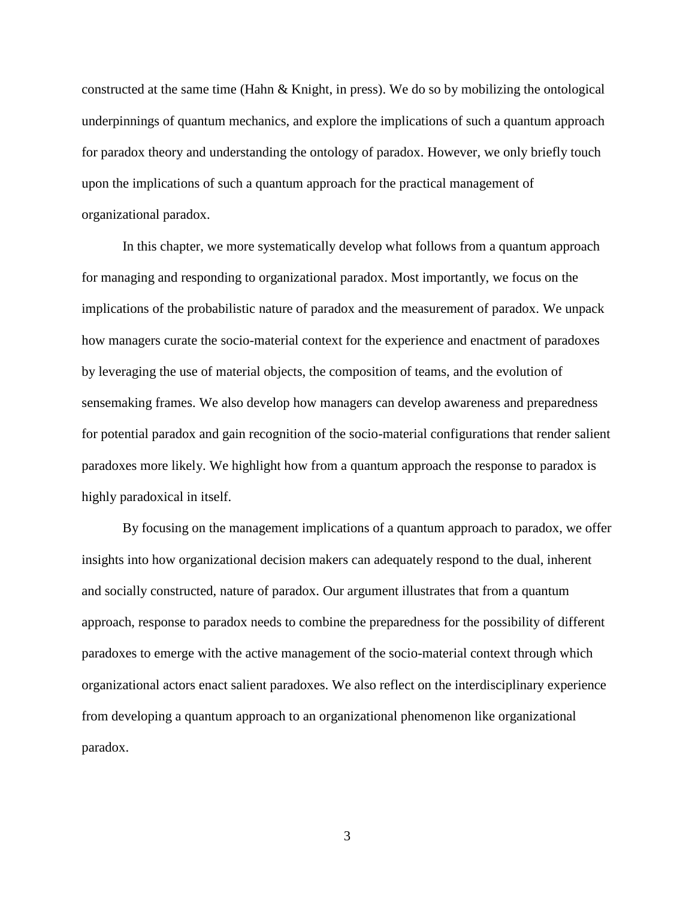constructed at the same time (Hahn & Knight, in press). We do so by mobilizing the ontological underpinnings of quantum mechanics, and explore the implications of such a quantum approach for paradox theory and understanding the ontology of paradox. However, we only briefly touch upon the implications of such a quantum approach for the practical management of organizational paradox.

In this chapter, we more systematically develop what follows from a quantum approach for managing and responding to organizational paradox. Most importantly, we focus on the implications of the probabilistic nature of paradox and the measurement of paradox. We unpack how managers curate the socio-material context for the experience and enactment of paradoxes by leveraging the use of material objects, the composition of teams, and the evolution of sensemaking frames. We also develop how managers can develop awareness and preparedness for potential paradox and gain recognition of the socio-material configurations that render salient paradoxes more likely. We highlight how from a quantum approach the response to paradox is highly paradoxical in itself.

By focusing on the management implications of a quantum approach to paradox, we offer insights into how organizational decision makers can adequately respond to the dual, inherent and socially constructed, nature of paradox. Our argument illustrates that from a quantum approach, response to paradox needs to combine the preparedness for the possibility of different paradoxes to emerge with the active management of the socio-material context through which organizational actors enact salient paradoxes. We also reflect on the interdisciplinary experience from developing a quantum approach to an organizational phenomenon like organizational paradox.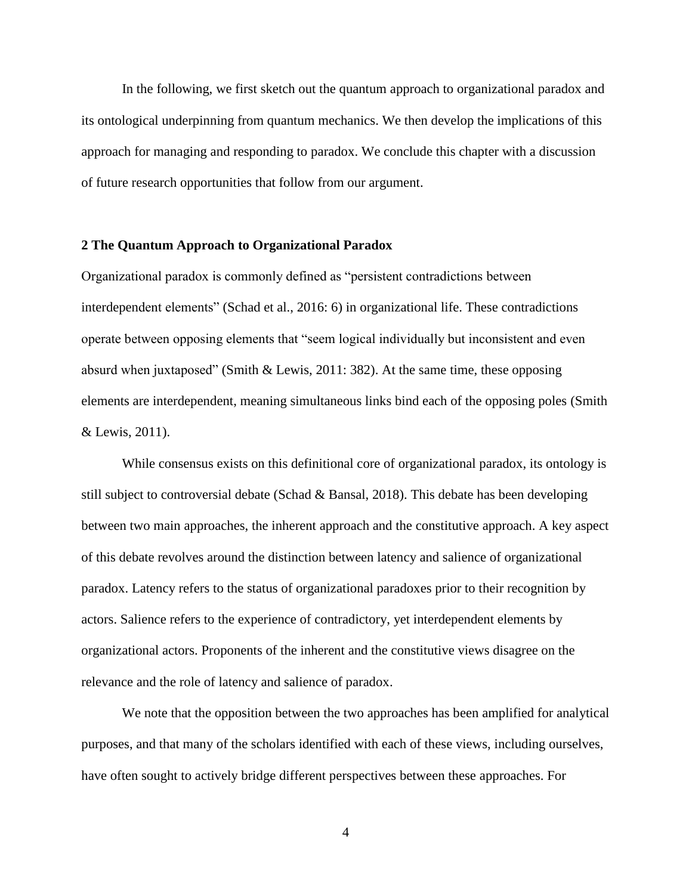In the following, we first sketch out the quantum approach to organizational paradox and its ontological underpinning from quantum mechanics. We then develop the implications of this approach for managing and responding to paradox. We conclude this chapter with a discussion of future research opportunities that follow from our argument.

## 2 The Quantum Approach to Organizational Paradox

Organizational paradox is commonly defined as "persistent contradictions between interdependent elements" (Schad et al., 2016: 6) in organizational life. These contradictions operate between opposing elements that "seem logical individually but inconsistent and even absurd when juxtaposed" (Smith & Lewis, 2011: 382). At the same time, these opposing elements are interdependent, meaning simultaneous links bind each of the opposing poles (Smith & Lewis, 2011).

While consensus exists on this definitional core of organizational paradox, its ontology is still subject to controversial debate (Schad & Bansal, 2018). This debate has been developing between two main approaches, the inherent approach and the constitutive approach. A key aspect of this debate revolves around the distinction between latency and salience of organizational paradox. Latency refers to the status of organizational paradoxes prior to their recognition by actors. Salience refers to the experience of contradictory, yet interdependent elements by organizational actors. Proponents of the inherent and the constitutive views disagree on the relevance and the role of latency and salience of paradox.

We note that the opposition between the two approaches has been amplified for analytical purposes, and that many of the scholars identified with each of these views, including ourselves, have often sought to actively bridge different perspectives between these approaches. For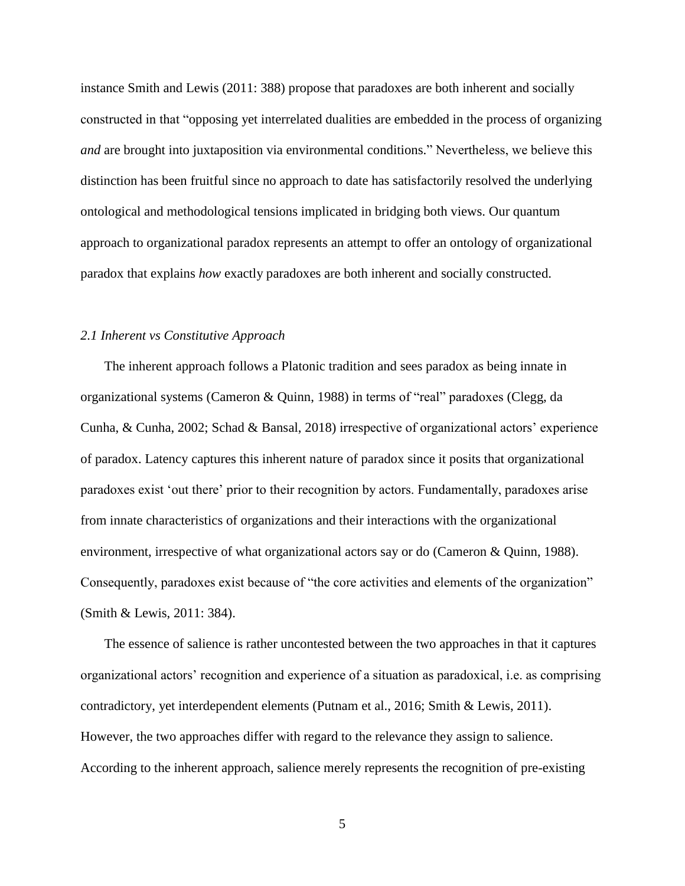instance Smith and Lewis (2011: 388) propose that paradoxes are both inherent and socially constructed in that "opposing yet interrelated dualities are embedded in the process of organizing *and* are brought into juxtaposition via environmental conditions." Nevertheless, we believe this distinction has been fruitful since no approach to date has satisfactorily resolved the underlying ontological and methodological tensions implicated in bridging both views. Our quantum approach to organizational paradox represents an attempt to offer an ontology of organizational paradox that explains *how* exactly paradoxes are both inherent and socially constructed.

### *2.1 Inherent vs Constitutive Approach*

The inherent approach follows a Platonic tradition and sees paradox as being innate in organizational systems (Cameron & Quinn, 1988) in terms of "real" paradoxes (Clegg, da Cunha, & Cunha, 2002; Schad & Bansal, 2018) irrespective of organizational actors' experience of paradox. Latency captures this inherent nature of paradox since it posits that organizational paradoxes exist 'out there' prior to their recognition by actors. Fundamentally, paradoxes arise from innate characteristics of organizations and their interactions with the organizational environment, irrespective of what organizational actors say or do (Cameron & Quinn, 1988). Consequently, paradoxes exist because of "the core activities and elements of the organization" (Smith & Lewis, 2011: 384).

The essence of salience is rather uncontested between the two approaches in that it captures organizational actors' recognition and experience of a situation as paradoxical, i.e. as comprising contradictory, yet interdependent elements (Putnam et al., 2016; Smith & Lewis, 2011). However, the two approaches differ with regard to the relevance they assign to salience. According to the inherent approach, salience merely represents the recognition of pre-existing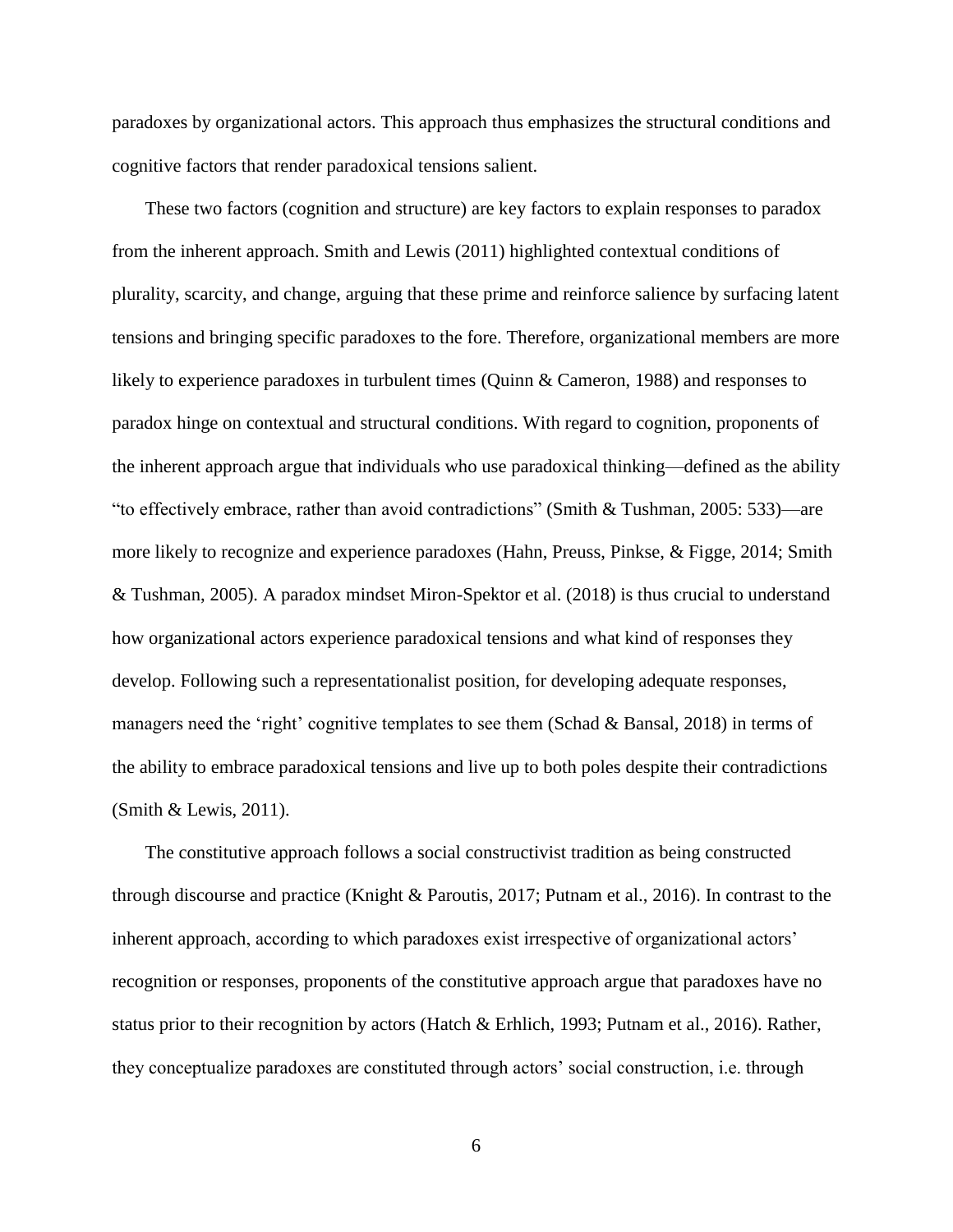paradoxes by organizational actors. This approach thus emphasizes the structural conditions and cognitive factors that render paradoxical tensions salient.

These two factors (cognition and structure) are key factors to explain responses to paradox from the inherent approach. Smith and Lewis (2011) highlighted contextual conditions of plurality, scarcity, and change, arguing that these prime and reinforce salience by surfacing latent tensions and bringing specific paradoxes to the fore. Therefore, organizational members are more likely to experience paradoxes in turbulent times (Quinn & Cameron, 1988) and responses to paradox hinge on contextual and structural conditions. With regard to cognition, proponents of the inherent approach argue that individuals who use paradoxical thinking—defined as the ability "to effectively embrace, rather than avoid contradictions" (Smith & Tushman, 2005: 533)—are more likely to recognize and experience paradoxes (Hahn, Preuss, Pinkse, & Figge, 2014; Smith & Tushman, 2005). A paradox mindset Miron-Spektor et al. (2018) is thus crucial to understand how organizational actors experience paradoxical tensions and what kind of responses they develop. Following such a representationalist position, for developing adequate responses, managers need the 'right' cognitive templates to see them (Schad & Bansal, 2018) in terms of the ability to embrace paradoxical tensions and live up to both poles despite their contradictions (Smith & Lewis, 2011).

The constitutive approach follows a social constructivist tradition as being constructed through discourse and practice (Knight & Paroutis, 2017; Putnam et al., 2016). In contrast to the inherent approach, according to which paradoxes exist irrespective of organizational actors' recognition or responses, proponents of the constitutive approach argue that paradoxes have no status prior to their recognition by actors (Hatch & Erhlich, 1993; Putnam et al., 2016). Rather, they conceptualize paradoxes are constituted through actors' social construction, i.e. through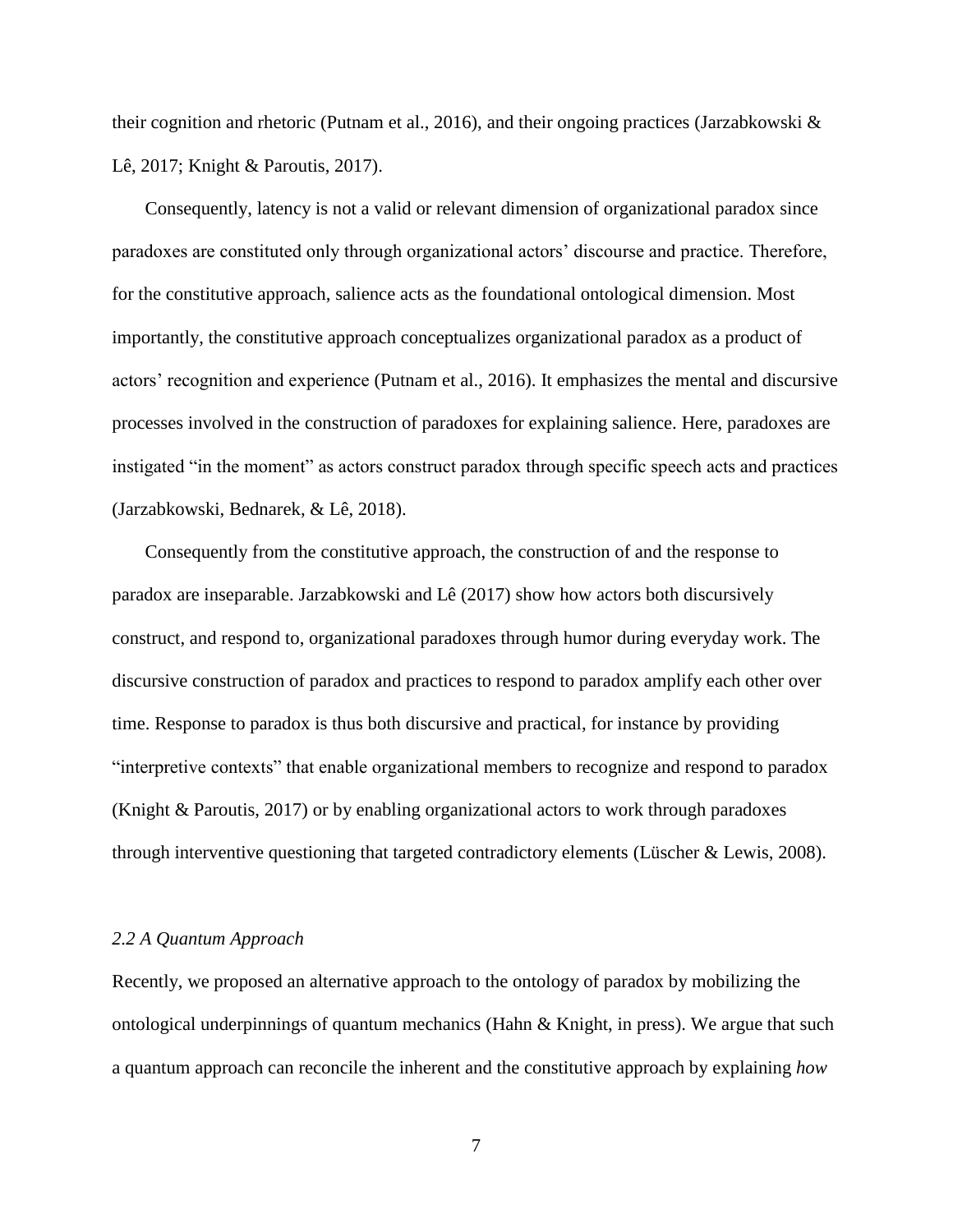their cognition and rhetoric (Putnam et al., 2016), and their ongoing practices (Jarzabkowski & Lê, 2017; Knight & Paroutis, 2017).

Consequently, latency is not a valid or relevant dimension of organizational paradox since paradoxes are constituted only through organizational actors' discourse and practice. Therefore, for the constitutive approach, salience acts as the foundational ontological dimension. Most importantly, the constitutive approach conceptualizes organizational paradox as a product of actors' recognition and experience (Putnam et al., 2016). It emphasizes the mental and discursive processes involved in the construction of paradoxes for explaining salience. Here, paradoxes are instigated "in the moment" as actors construct paradox through specific speech acts and practices (Jarzabkowski, Bednarek, & Lê, 2018).

Consequently from the constitutive approach, the construction of and the response to paradox are inseparable. Jarzabkowski and Lê (2017) show how actors both discursively construct, and respond to, organizational paradoxes through humor during everyday work. The discursive construction of paradox and practices to respond to paradox amplify each other over time. Response to paradox is thus both discursive and practical, for instance by providing "interpretive contexts" that enable organizational members to recognize and respond to paradox (Knight & Paroutis, 2017) or by enabling organizational actors to work through paradoxes through interventive questioning that targeted contradictory elements (Lüscher & Lewis, 2008).

### *2.2 A Quantum Approach*

Recently, we proposed an alternative approach to the ontology of paradox by mobilizing the ontological underpinnings of quantum mechanics (Hahn & Knight, in press). We argue that such a quantum approach can reconcile the inherent and the constitutive approach by explaining *how*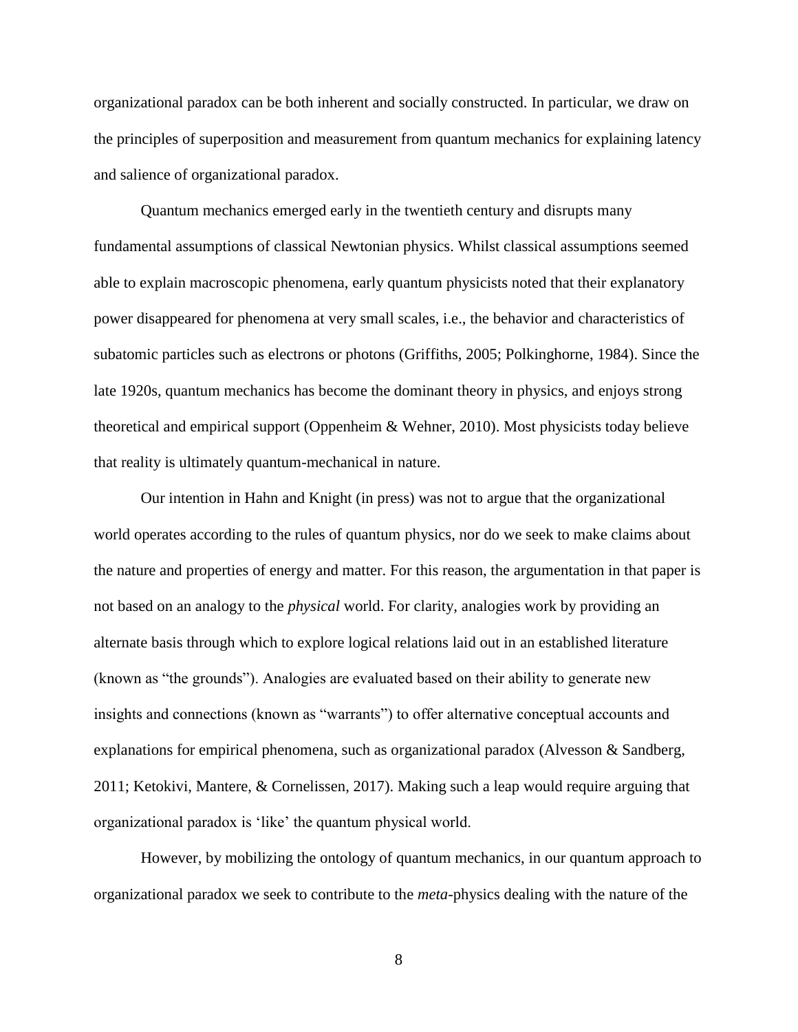organizational paradox can be both inherent and socially constructed. In particular, we draw on the principles of superposition and measurement from quantum mechanics for explaining latency and salience of organizational paradox.

Quantum mechanics emerged early in the twentieth century and disrupts many fundamental assumptions of classical Newtonian physics. Whilst classical assumptions seemed able to explain macroscopic phenomena, early quantum physicists noted that their explanatory power disappeared for phenomena at very small scales, i.e., the behavior and characteristics of subatomic particles such as electrons or photons (Griffiths, 2005; Polkinghorne, 1984). Since the late 1920s, quantum mechanics has become the dominant theory in physics, and enjoys strong theoretical and empirical support (Oppenheim & Wehner, 2010). Most physicists today believe that reality is ultimately quantum-mechanical in nature.

Our intention in Hahn and Knight (in press) was not to argue that the organizational world operates according to the rules of quantum physics, nor do we seek to make claims about the nature and properties of energy and matter. For this reason, the argumentation in that paper is not based on an analogy to the *physical* world. For clarity, analogies work by providing an alternate basis through which to explore logical relations laid out in an established literature (known as "the grounds"). Analogies are evaluated based on their ability to generate new insights and connections (known as "warrants") to offer alternative conceptual accounts and explanations for empirical phenomena, such as organizational paradox (Alvesson & Sandberg, 2011; Ketokivi, Mantere, & Cornelissen, 2017). Making such a leap would require arguing that organizational paradox is 'like' the quantum physical world.

However, by mobilizing the ontology of quantum mechanics, in our quantum approach to organizational paradox we seek to contribute to the *meta*-physics dealing with the nature of the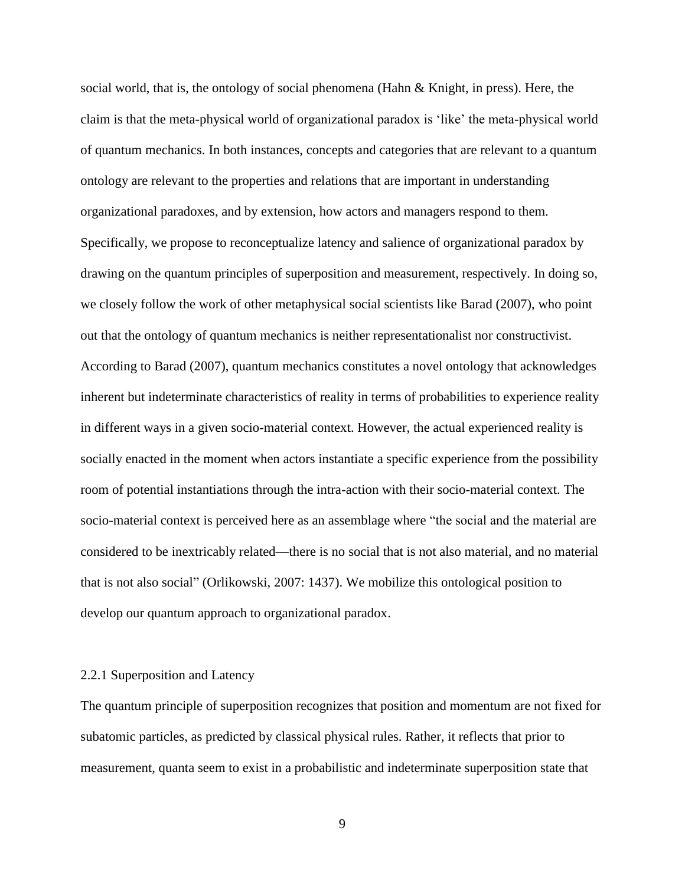social world, that is, the ontology of social phenomena (Hahn & Knight, in press). Here, the claim is that the meta-physical world of organizational paradox is 'like' the meta-physical world of quantum mechanics. In both instances, concepts and categories that are relevant to a quantum ontology are relevant to the properties and relations that are important in understanding organizational paradoxes, and by extension, how actors and managers respond to them. Specifically, we propose to reconceptualize latency and salience of organizational paradox by drawing on the quantum principles of superposition and measurement, respectively. In doing so, we closely follow the work of other metaphysical social scientists like Barad (2007), who point out that the ontology of quantum mechanics is neither representationalist nor constructivist. According to Barad (2007), quantum mechanics constitutes a novel ontology that acknowledges inherent but indeterminate characteristics of reality in terms of probabilities to experience reality in different ways in a given socio-material context. However, the actual experienced reality is socially enacted in the moment when actors instantiate a specific experience from the possibility room of potential instantiations through the intra-action with their socio-material context. The socio-material context is perceived here as an assemblage where "the social and the material are considered to be inextricably related—there is no social that is not also material, and no material that is not also social" (Orlikowski, 2007: 1437). We mobilize this ontological position to develop our quantum approach to organizational paradox.

### 2.2.1 Superposition and Latency

The quantum principle of superposition recognizes that position and momentum are not fixed for subatomic particles, as predicted by classical physical rules. Rather, it reflects that prior to measurement, quanta seem to exist in a probabilistic and indeterminate superposition state that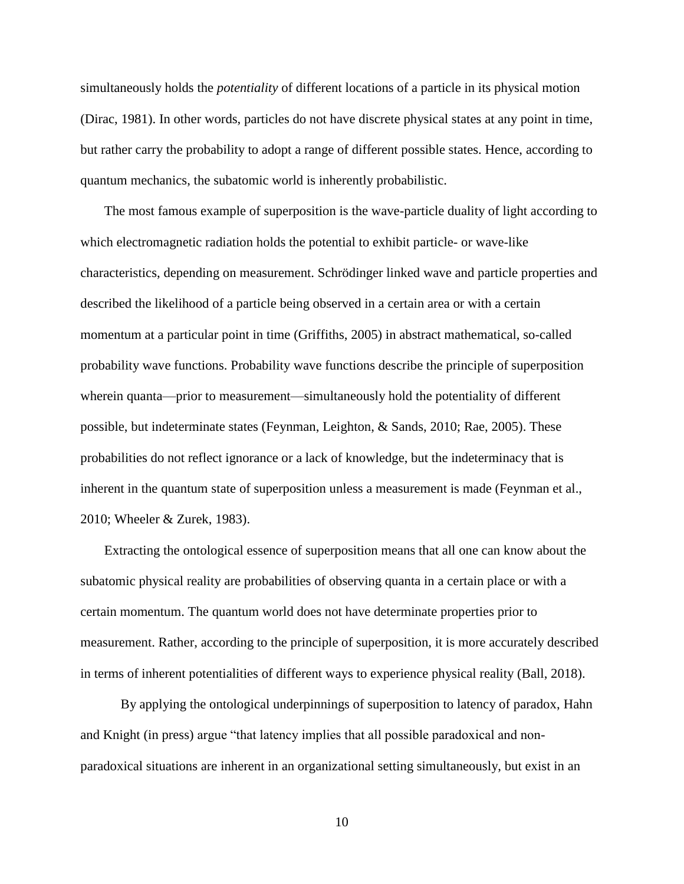simultaneously holds the *potentiality* of different locations of a particle in its physical motion (Dirac, 1981). In other words, particles do not have discrete physical states at any point in time, but rather carry the probability to adopt a range of different possible states. Hence, according to quantum mechanics, the subatomic world is inherently probabilistic.

The most famous example of superposition is the wave-particle duality of light according to which electromagnetic radiation holds the potential to exhibit particle- or wave-like characteristics, depending on measurement. Schrödinger linked wave and particle properties and described the likelihood of a particle being observed in a certain area or with a certain momentum at a particular point in time (Griffiths, 2005) in abstract mathematical, so-called probability wave functions. Probability wave functions describe the principle of superposition wherein quanta—prior to measurement—simultaneously hold the potentiality of different possible, but indeterminate states (Feynman, Leighton, & Sands, 2010; Rae, 2005). These probabilities do not reflect ignorance or a lack of knowledge, but the indeterminacy that is inherent in the quantum state of superposition unless a measurement is made (Feynman et al., 2010; Wheeler & Zurek, 1983).

Extracting the ontological essence of superposition means that all one can know about the subatomic physical reality are probabilities of observing quanta in a certain place or with a certain momentum. The quantum world does not have determinate properties prior to measurement. Rather, according to the principle of superposition, it is more accurately described in terms of inherent potentialities of different ways to experience physical reality (Ball, 2018).

By applying the ontological underpinnings of superposition to latency of paradox, Hahn and Knight (in press) argue "that latency implies that all possible paradoxical and non-paradoxical situations are inherent in an organizational setting simultaneously, but exist in an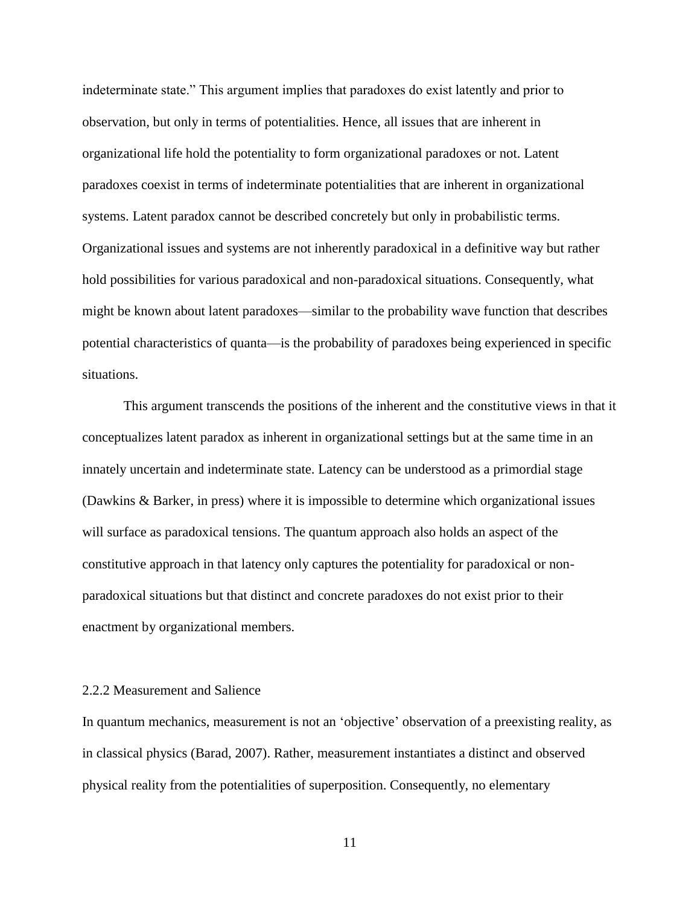indeterminate state." This argument implies that paradoxes do exist latently and prior to observation, but only in terms of potentialities. Hence, all issues that are inherent in organizational life hold the potentiality to form organizational paradoxes or not. Latent paradoxes coexist in terms of indeterminate potentialities that are inherent in organizational systems. Latent paradox cannot be described concretely but only in probabilistic terms. Organizational issues and systems are not inherently paradoxical in a definitive way but rather hold possibilities for various paradoxical and non-paradoxical situations. Consequently, what might be known about latent paradoxes—similar to the probability wave function that describes potential characteristics of quanta—is the probability of paradoxes being experienced in specific situations.

This argument transcends the positions of the inherent and the constitutive views in that it conceptualizes latent paradox as inherent in organizational settings but at the same time in an innately uncertain and indeterminate state. Latency can be understood as a primordial stage (Dawkins & Barker, in press) where it is impossible to determine which organizational issues will surface as paradoxical tensions. The quantum approach also holds an aspect of the constitutive approach in that latency only captures the potentiality for paradoxical or non-paradoxical situations but that distinct and concrete paradoxes do not exist prior to their enactment by organizational members.

### 2.2.2 Measurement and Salience

In quantum mechanics, measurement is not an 'objective' observation of a preexisting reality, as in classical physics (Barad, 2007). Rather, measurement instantiates a distinct and observed physical reality from the potentialities of superposition. Consequently, no elementary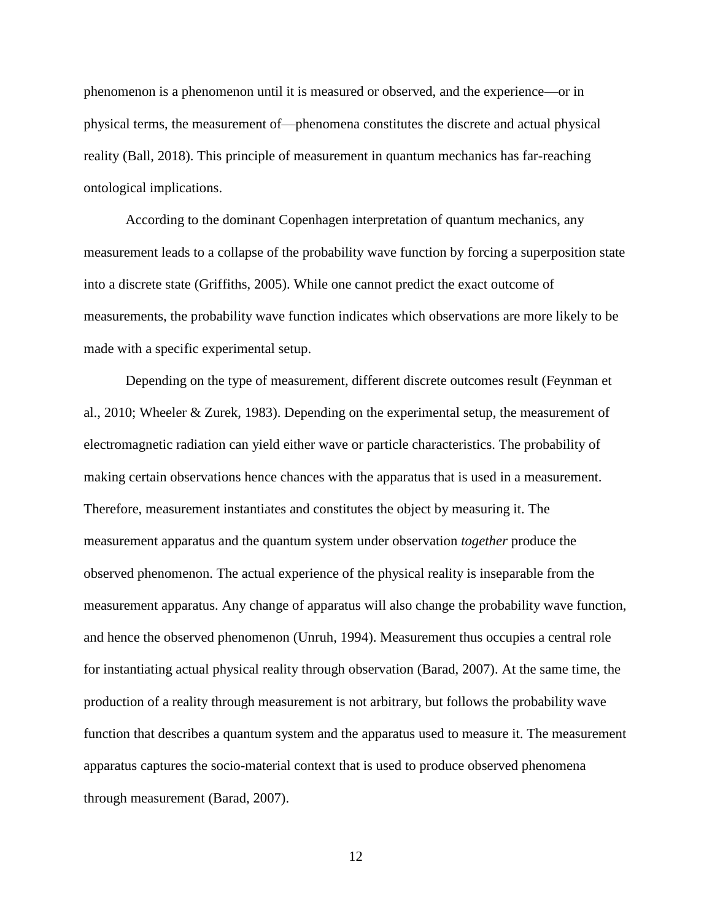phenomenon is a phenomenon until it is measured or observed, and the experience—or in physical terms, the measurement of—phenomena constitutes the discrete and actual physical reality (Ball, 2018). This principle of measurement in quantum mechanics has far-reaching ontological implications.

According to the dominant Copenhagen interpretation of quantum mechanics, any measurement leads to a collapse of the probability wave function by forcing a superposition state into a discrete state (Griffiths, 2005). While one cannot predict the exact outcome of measurements, the probability wave function indicates which observations are more likely to be made with a specific experimental setup.

Depending on the type of measurement, different discrete outcomes result (Feynman et al., 2010; Wheeler & Zurek, 1983). Depending on the experimental setup, the measurement of electromagnetic radiation can yield either wave or particle characteristics. The probability of making certain observations hence chances with the apparatus that is used in a measurement. Therefore, measurement instantiates and constitutes the object by measuring it. The measurement apparatus and the quantum system under observation *together* produce the observed phenomenon. The actual experience of the physical reality is inseparable from the measurement apparatus. Any change of apparatus will also change the probability wave function, and hence the observed phenomenon (Unruh, 1994). Measurement thus occupies a central role for instantiating actual physical reality through observation (Barad, 2007). At the same time, the production of a reality through measurement is not arbitrary, but follows the probability wave function that describes a quantum system and the apparatus used to measure it. The measurement apparatus captures the socio-material context that is used to produce observed phenomena through measurement (Barad, 2007).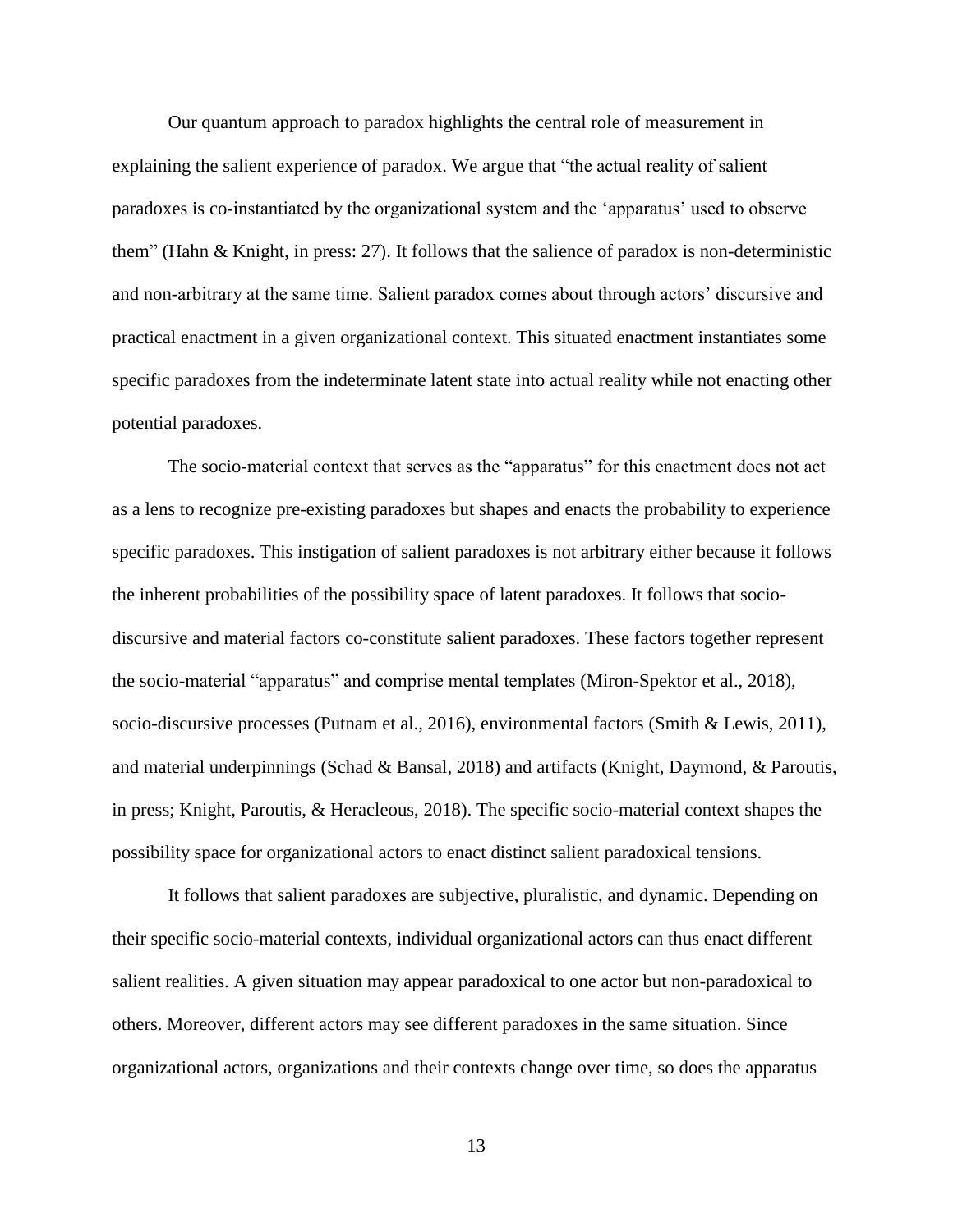Our quantum approach to paradox highlights the central role of measurement in explaining the salient experience of paradox. We argue that "the actual reality of salient paradoxes is co-instantiated by the organizational system and the 'apparatus' used to observe them" (Hahn & Knight, in press: 27). It follows that the salience of paradox is non-deterministic and non-arbitrary at the same time. Salient paradox comes about through actors' discursive and practical enactment in a given organizational context. This situated enactment instantiates some specific paradoxes from the indeterminate latent state into actual reality while not enacting other potential paradoxes.

The socio-material context that serves as the "apparatus" for this enactment does not act as a lens to recognize pre-existing paradoxes but shapes and enacts the probability to experience specific paradoxes. This instigation of salient paradoxes is not arbitrary either because it follows the inherent probabilities of the possibility space of latent paradoxes. It follows that socio-discursive and material factors co-constitute salient paradoxes. These factors together represent the socio-material "apparatus" and comprise mental templates (Miron-Spektor et al., 2018), socio-discursive processes (Putnam et al., 2016), environmental factors (Smith & Lewis, 2011), and material underpinnings (Schad & Bansal, 2018) and artifacts (Knight, Daymond, & Paroutis, in press; Knight, Paroutis, & Heracleous, 2018). The specific socio-material context shapes the possibility space for organizational actors to enact distinct salient paradoxical tensions.

It follows that salient paradoxes are subjective, pluralistic, and dynamic. Depending on their specific socio-material contexts, individual organizational actors can thus enact different salient realities. A given situation may appear paradoxical to one actor but non-paradoxical to others. Moreover, different actors may see different paradoxes in the same situation. Since organizational actors, organizations and their contexts change over time, so does the apparatus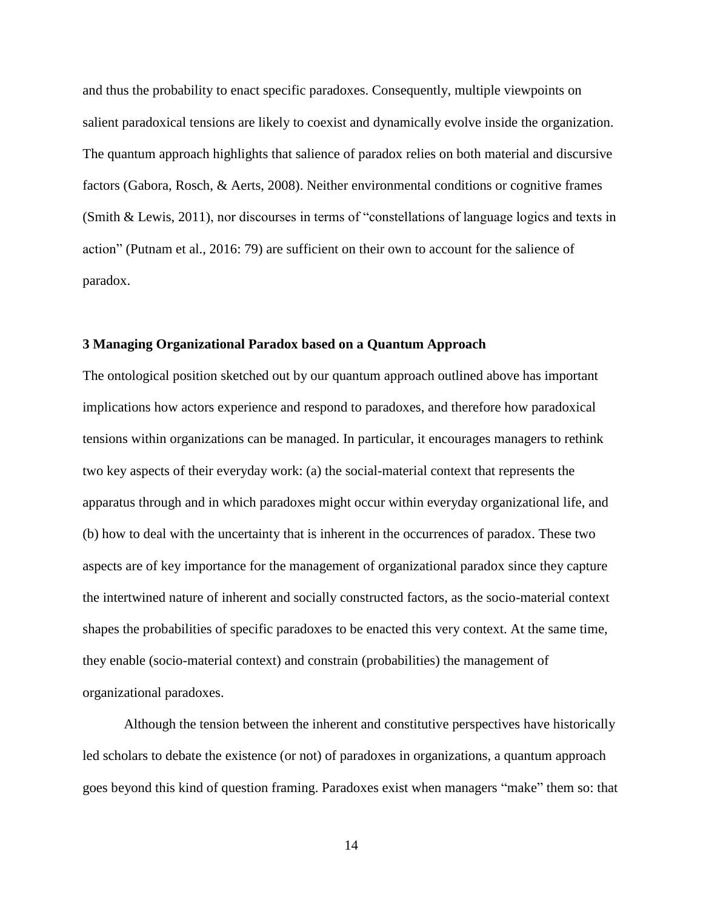and thus the probability to enact specific paradoxes. Consequently, multiple viewpoints on salient paradoxical tensions are likely to coexist and dynamically evolve inside the organization. The quantum approach highlights that salience of paradox relies on both material and discursive factors (Gabora, Rosch, & Aerts, 2008). Neither environmental conditions or cognitive frames (Smith & Lewis, 2011), nor discourses in terms of "constellations of language logics and texts in action" (Putnam et al., 2016: 79) are sufficient on their own to account for the salience of paradox.

### 3 Managing Organizational Paradox based on a Quantum Approach

The ontological position sketched out by our quantum approach outlined above has important implications how actors experience and respond to paradoxes, and therefore how paradoxical tensions within organizations can be managed. In particular, it encourages managers to rethink two key aspects of their everyday work: (a) the social-material context that represents the apparatus through and in which paradoxes might occur within everyday organizational life, and (b) how to deal with the uncertainty that is inherent in the occurrences of paradox. These two aspects are of key importance for the management of organizational paradox since they capture the intertwined nature of inherent and socially constructed factors, as the socio-material context shapes the probabilities of specific paradoxes to be enacted this very context. At the same time, they enable (socio-material context) and constrain (probabilities) the management of organizational paradoxes.

Although the tension between the inherent and constitutive perspectives have historically led scholars to debate the existence (or not) of paradoxes in organizations, a quantum approach goes beyond this kind of question framing. Paradoxes exist when managers "make" them so: that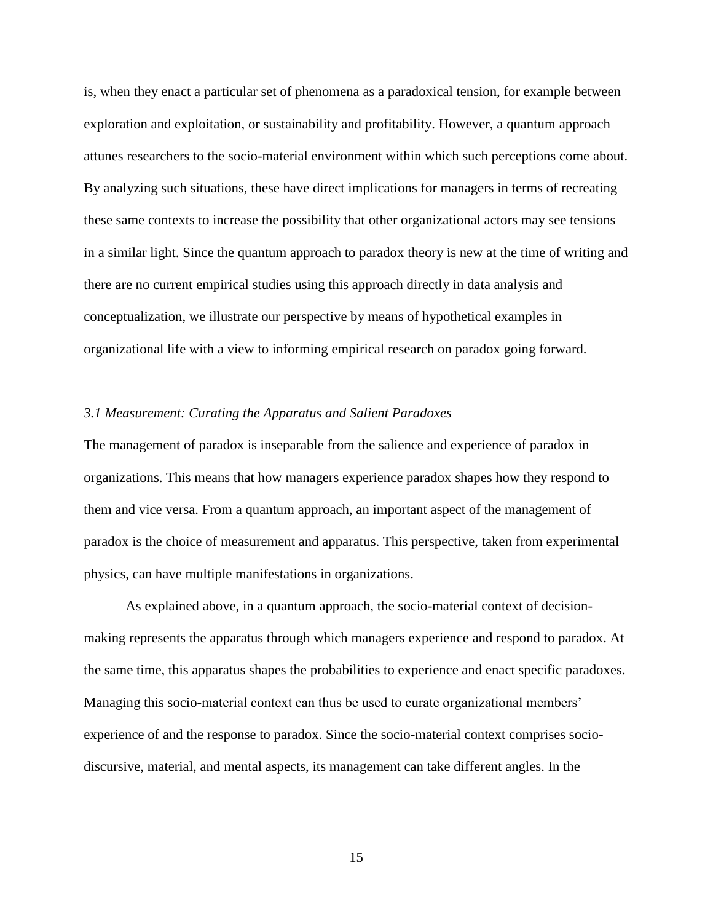is, when they enact a particular set of phenomena as a paradoxical tension, for example between exploration and exploitation, or sustainability and profitability. However, a quantum approach attunes researchers to the socio-material environment within which such perceptions come about. By analyzing such situations, these have direct implications for managers in terms of recreating these same contexts to increase the possibility that other organizational actors may see tensions in a similar light. Since the quantum approach to paradox theory is new at the time of writing and there are no current empirical studies using this approach directly in data analysis and conceptualization, we illustrate our perspective by means of hypothetical examples in organizational life with a view to informing empirical research on paradox going forward.

### *3.1 Measurement: Curating the Apparatus and Salient Paradoxes*

The management of paradox is inseparable from the salience and experience of paradox in organizations. This means that how managers experience paradox shapes how they respond to them and vice versa. From a quantum approach, an important aspect of the management of paradox is the choice of measurement and apparatus. This perspective, taken from experimental physics, can have multiple manifestations in organizations.

As explained above, in a quantum approach, the socio-material context of decision-making represents the apparatus through which managers experience and respond to paradox. At the same time, this apparatus shapes the probabilities to experience and enact specific paradoxes. Managing this socio-material context can thus be used to curate organizational members' experience of and the response to paradox. Since the socio-material context comprises socio-discursive, material, and mental aspects, its management can take different angles. In the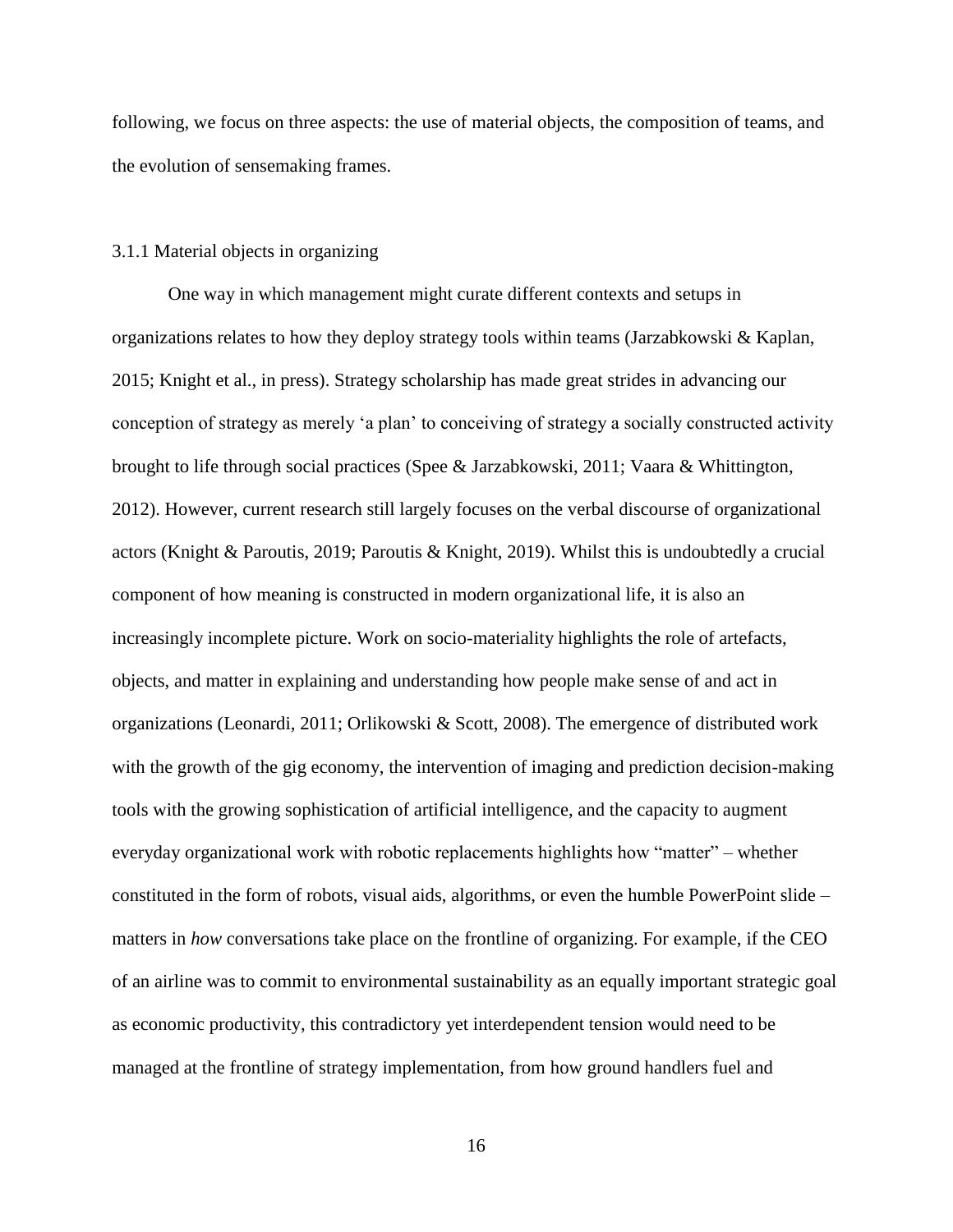following, we focus on three aspects: the use of material objects, the composition of teams, and the evolution of sensemaking frames.

### 3.1.1 Material objects in organizing

One way in which management might curate different contexts and setups in organizations relates to how they deploy strategy tools within teams (Jarzabkowski & Kaplan, 2015; Knight et al., in press). Strategy scholarship has made great strides in advancing our conception of strategy as merely 'a plan' to conceiving of strategy a socially constructed activity brought to life through social practices (Spee & Jarzabkowski, 2011; Vaara & Whittington, 2012). However, current research still largely focuses on the verbal discourse of organizational actors (Knight & Paroutis, 2019; Paroutis & Knight, 2019). Whilst this is undoubtedly a crucial component of how meaning is constructed in modern organizational life, it is also an increasingly incomplete picture. Work on socio-materiality highlights the role of artefacts, objects, and matter in explaining and understanding how people make sense of and act in organizations (Leonardi, 2011; Orlikowski & Scott, 2008). The emergence of distributed work with the growth of the gig economy, the intervention of imaging and prediction decision-making tools with the growing sophistication of artificial intelligence, and the capacity to augment everyday organizational work with robotic replacements highlights how "matter" – whether constituted in the form of robots, visual aids, algorithms, or even the humble PowerPoint slide – matters in *how* conversations take place on the frontline of organizing. For example, if the CEO of an airline was to commit to environmental sustainability as an equally important strategic goal as economic productivity, this contradictory yet interdependent tension would need to be managed at the frontline of strategy implementation, from how ground handlers fuel and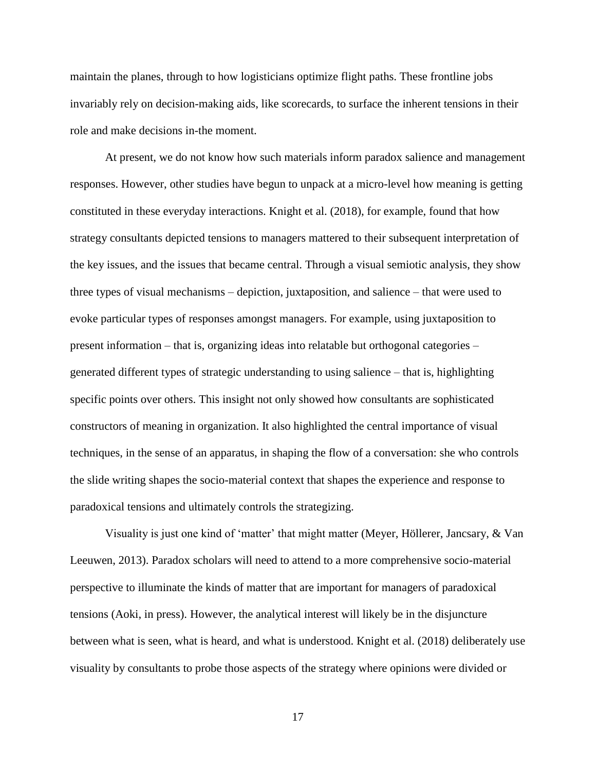maintain the planes, through to how logisticians optimize flight paths. These frontline jobs invariably rely on decision-making aids, like scorecards, to surface the inherent tensions in their role and make decisions in-the moment.

At present, we do not know how such materials inform paradox salience and management responses. However, other studies have begun to unpack at a micro-level how meaning is getting constituted in these everyday interactions. Knight et al. (2018), for example, found that how strategy consultants depicted tensions to managers mattered to their subsequent interpretation of the key issues, and the issues that became central. Through a visual semiotic analysis, they show three types of visual mechanisms – depiction, juxtaposition, and salience – that were used to evoke particular types of responses amongst managers. For example, using juxtaposition to present information – that is, organizing ideas into relatable but orthogonal categories – generated different types of strategic understanding to using salience – that is, highlighting specific points over others. This insight not only showed how consultants are sophisticated constructors of meaning in organization. It also highlighted the central importance of visual techniques, in the sense of an apparatus, in shaping the flow of a conversation: she who controls the slide writing shapes the socio-material context that shapes the experience and response to paradoxical tensions and ultimately controls the strategizing.

Visuality is just one kind of 'matter' that might matter (Meyer, Höllerer, Jancsary, & Van Leeuwen, 2013). Paradox scholars will need to attend to a more comprehensive socio-material perspective to illuminate the kinds of matter that are important for managers of paradoxical tensions (Aoki, in press). However, the analytical interest will likely be in the disjuncture between what is seen, what is heard, and what is understood. Knight et al. (2018) deliberately use visuality by consultants to probe those aspects of the strategy where opinions were divided or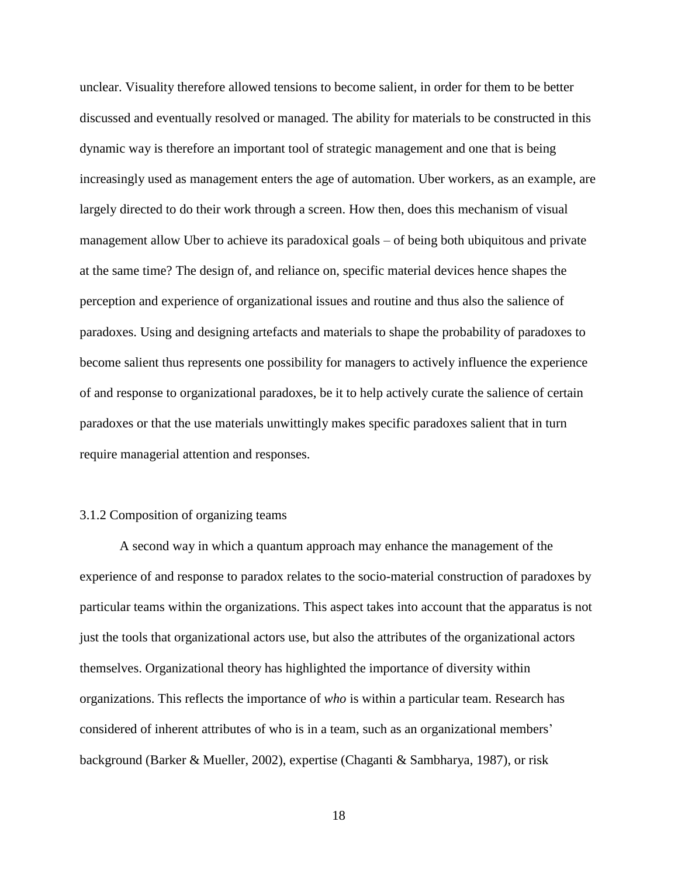unclear. Visuality therefore allowed tensions to become salient, in order for them to be better discussed and eventually resolved or managed. The ability for materials to be constructed in this dynamic way is therefore an important tool of strategic management and one that is being increasingly used as management enters the age of automation. Uber workers, as an example, are largely directed to do their work through a screen. How then, does this mechanism of visual management allow Uber to achieve its paradoxical goals – of being both ubiquitous and private at the same time? The design of, and reliance on, specific material devices hence shapes the perception and experience of organizational issues and routine and thus also the salience of paradoxes. Using and designing artefacts and materials to shape the probability of paradoxes to become salient thus represents one possibility for managers to actively influence the experience of and response to organizational paradoxes, be it to help actively curate the salience of certain paradoxes or that the use materials unwittingly makes specific paradoxes salient that in turn require managerial attention and responses.

### 3.1.2 Composition of organizing teams

A second way in which a quantum approach may enhance the management of the experience of and response to paradox relates to the socio-material construction of paradoxes by particular teams within the organizations. This aspect takes into account that the apparatus is not just the tools that organizational actors use, but also the attributes of the organizational actors themselves. Organizational theory has highlighted the importance of diversity within organizations. This reflects the importance of *who* is within a particular team. Research has considered of inherent attributes of who is in a team, such as an organizational members' background (Barker & Mueller, 2002), expertise (Chaganti & Sambharya, 1987), or risk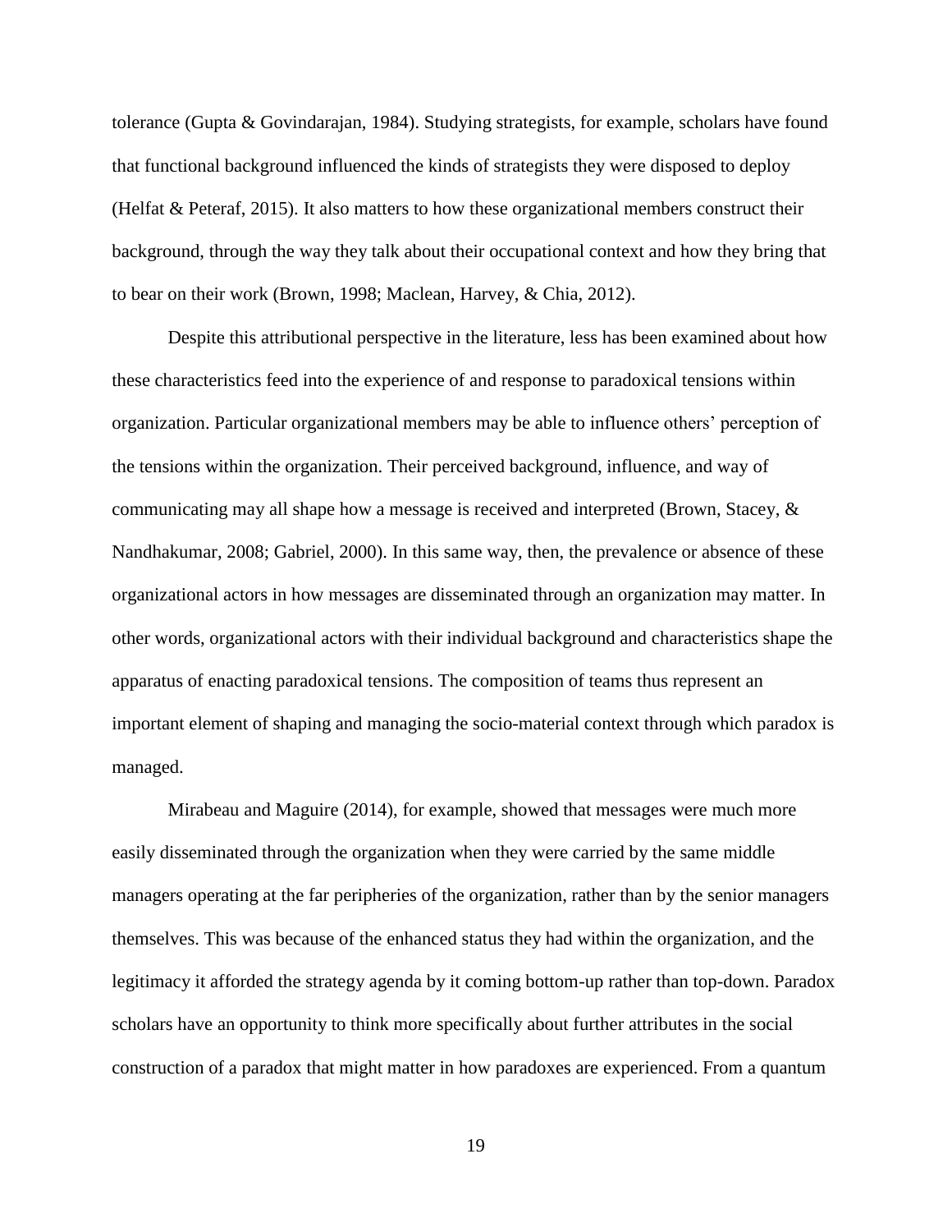tolerance (Gupta & Govindarajan, 1984). Studying strategists, for example, scholars have found that functional background influenced the kinds of strategists they were disposed to deploy (Helfat & Peteraf, 2015). It also matters to how these organizational members construct their background, through the way they talk about their occupational context and how they bring that to bear on their work (Brown, 1998; Maclean, Harvey, & Chia, 2012).

Despite this attributional perspective in the literature, less has been examined about how these characteristics feed into the experience of and response to paradoxical tensions within organization. Particular organizational members may be able to influence others' perception of the tensions within the organization. Their perceived background, influence, and way of communicating may all shape how a message is received and interpreted (Brown, Stacey, & Nandhakumar, 2008; Gabriel, 2000). In this same way, then, the prevalence or absence of these organizational actors in how messages are disseminated through an organization may matter. In other words, organizational actors with their individual background and characteristics shape the apparatus of enacting paradoxical tensions. The composition of teams thus represent an important element of shaping and managing the socio-material context through which paradox is managed.

Mirabeau and Maguire (2014), for example, showed that messages were much more easily disseminated through the organization when they were carried by the same middle managers operating at the far peripheries of the organization, rather than by the senior managers themselves. This was because of the enhanced status they had within the organization, and the legitimacy it afforded the strategy agenda by it coming bottom-up rather than top-down. Paradox scholars have an opportunity to think more specifically about further attributes in the social construction of a paradox that might matter in how paradoxes are experienced. From a quantum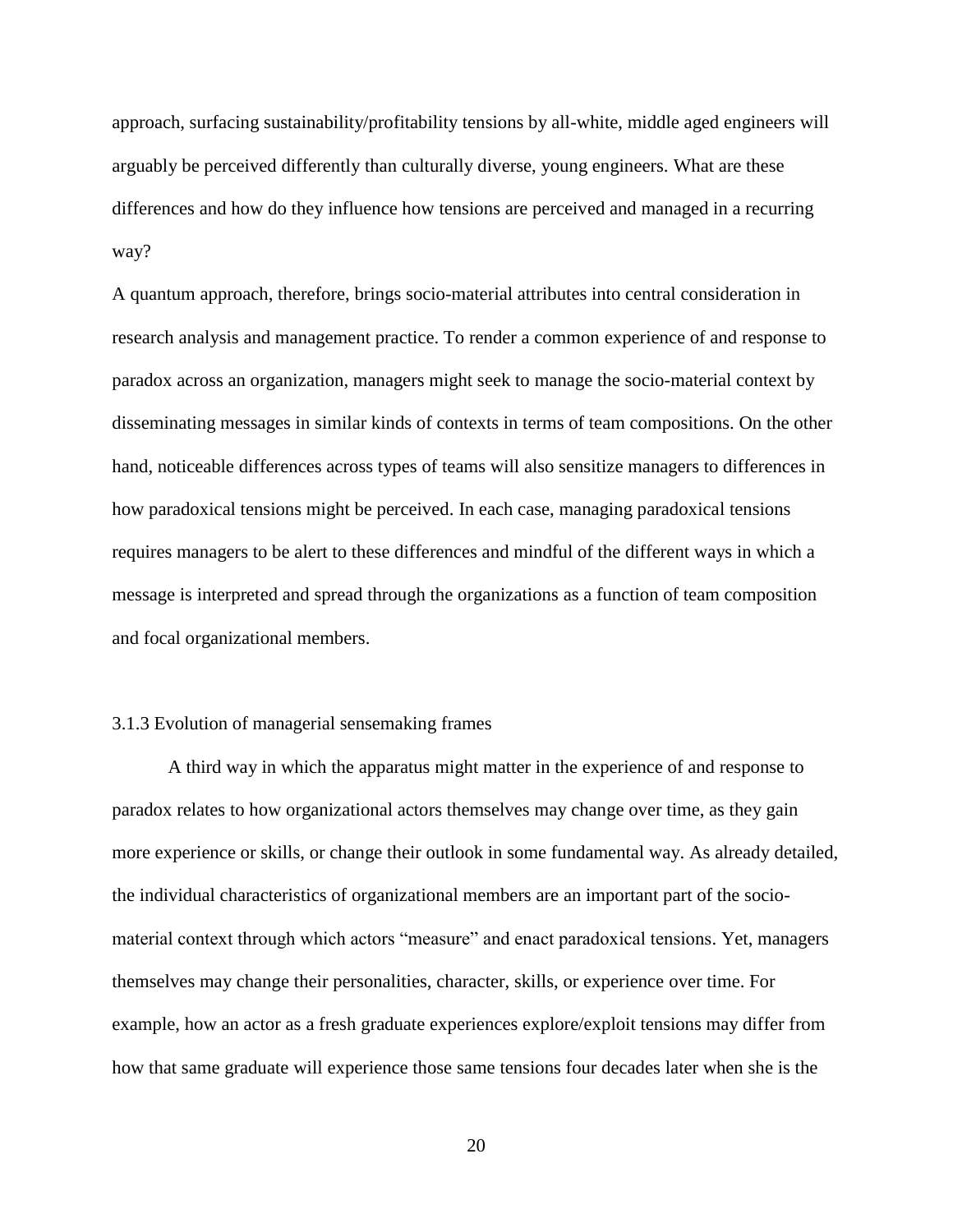approach, surfacing sustainability/profitability tensions by all-white, middle aged engineers will arguably be perceived differently than culturally diverse, young engineers. What are these differences and how do they influence how tensions are perceived and managed in a recurring way?

A quantum approach, therefore, brings socio-material attributes into central consideration in research analysis and management practice. To render a common experience of and response to paradox across an organization, managers might seek to manage the socio-material context by disseminating messages in similar kinds of contexts in terms of team compositions. On the other hand, noticeable differences across types of teams will also sensitize managers to differences in how paradoxical tensions might be perceived. In each case, managing paradoxical tensions requires managers to be alert to these differences and mindful of the different ways in which a message is interpreted and spread through the organizations as a function of team composition and focal organizational members.

### 3.1.3 Evolution of managerial sensemaking frames

A third way in which the apparatus might matter in the experience of and response to paradox relates to how organizational actors themselves may change over time, as they gain more experience or skills, or change their outlook in some fundamental way. As already detailed, the individual characteristics of organizational members are an important part of the socio-material context through which actors "measure" and enact paradoxical tensions. Yet, managers themselves may change their personalities, character, skills, or experience over time. For example, how an actor as a fresh graduate experiences explore/exploit tensions may differ from how that same graduate will experience those same tensions four decades later when she is the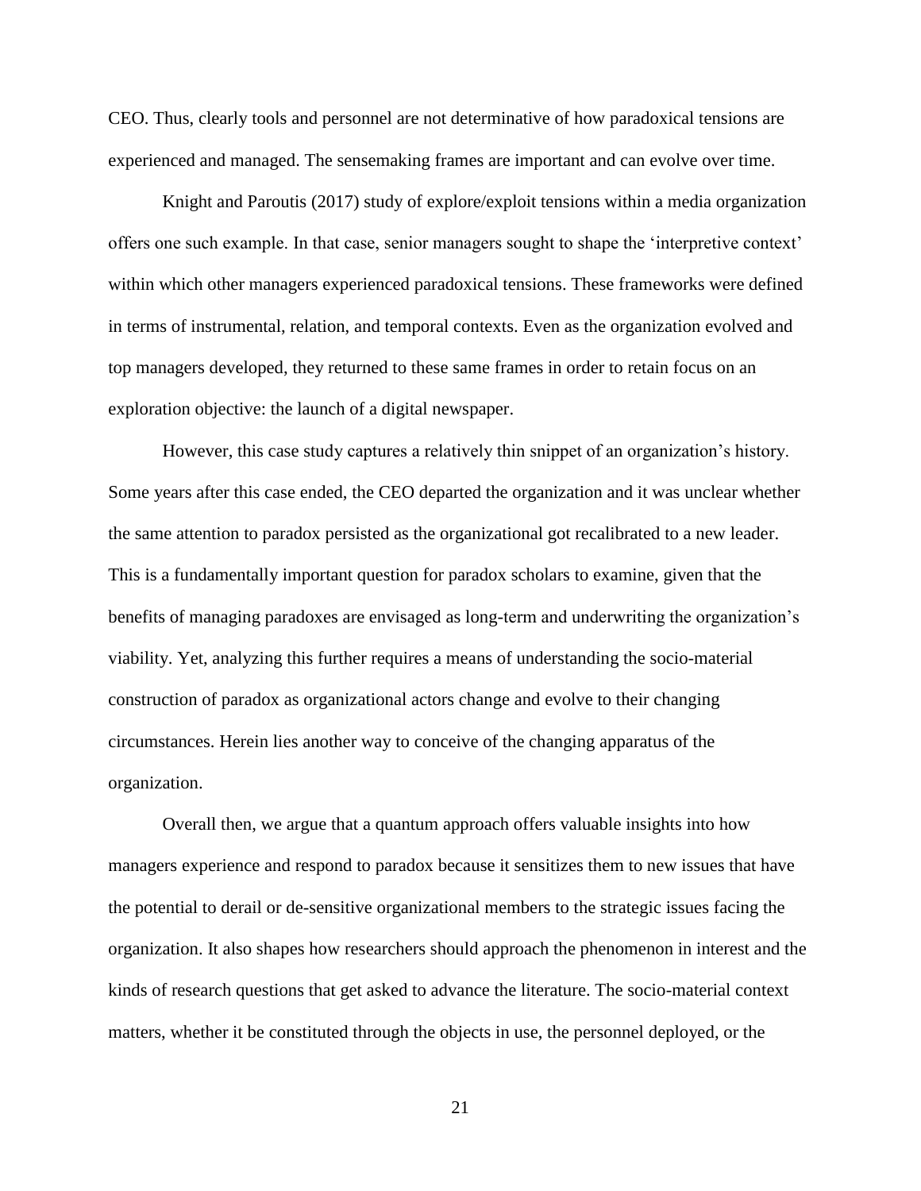CEO. Thus, clearly tools and personnel are not determinative of how paradoxical tensions are experienced and managed. The sensemaking frames are important and can evolve over time.

Knight and Paroutis (2017) study of explore/exploit tensions within a media organization offers one such example. In that case, senior managers sought to shape the 'interpretive context' within which other managers experienced paradoxical tensions. These frameworks were defined in terms of instrumental, relation, and temporal contexts. Even as the organization evolved and top managers developed, they returned to these same frames in order to retain focus on an exploration objective: the launch of a digital newspaper.

However, this case study captures a relatively thin snippet of an organization's history. Some years after this case ended, the CEO departed the organization and it was unclear whether the same attention to paradox persisted as the organizational got recalibrated to a new leader. This is a fundamentally important question for paradox scholars to examine, given that the benefits of managing paradoxes are envisaged as long-term and underwriting the organization's viability. Yet, analyzing this further requires a means of understanding the socio-material construction of paradox as organizational actors change and evolve to their changing circumstances. Herein lies another way to conceive of the changing apparatus of the organization.

Overall then, we argue that a quantum approach offers valuable insights into how managers experience and respond to paradox because it sensitizes them to new issues that have the potential to derail or de-sensitive organizational members to the strategic issues facing the organization. It also shapes how researchers should approach the phenomenon in interest and the kinds of research questions that get asked to advance the literature. The socio-material context matters, whether it be constituted through the objects in use, the personnel deployed, or the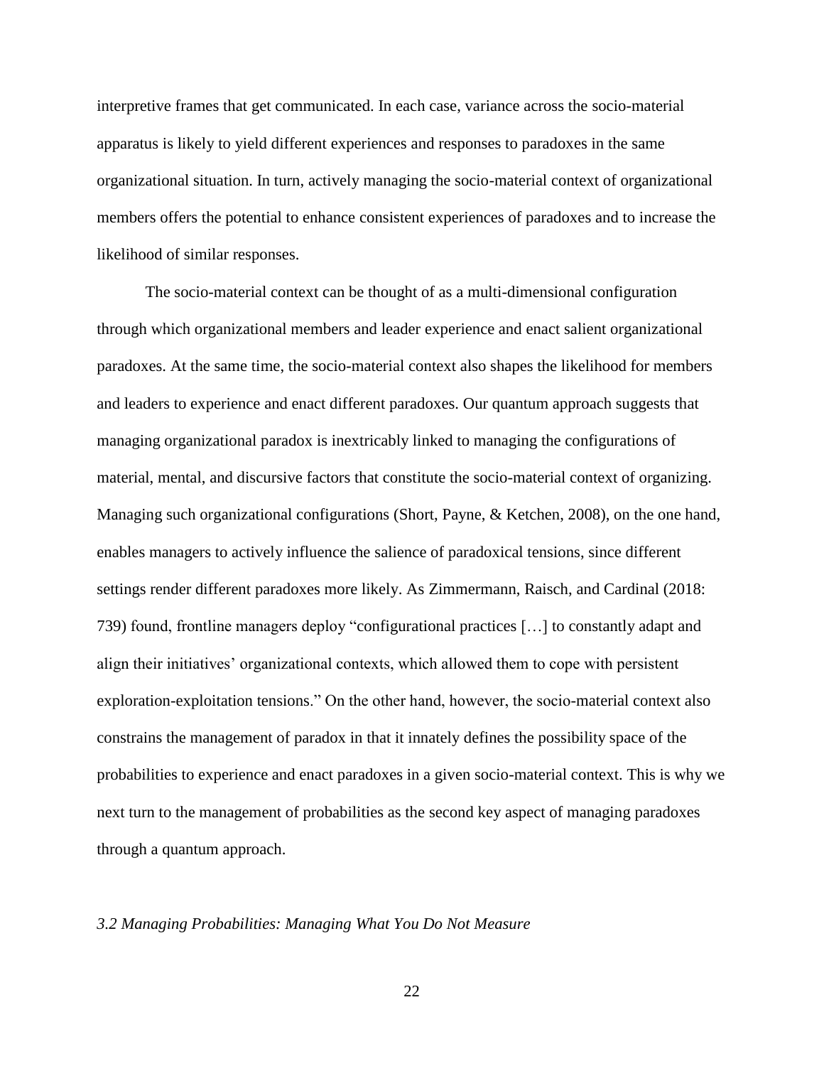interpretive frames that get communicated. In each case, variance across the socio-material apparatus is likely to yield different experiences and responses to paradoxes in the same organizational situation. In turn, actively managing the socio-material context of organizational members offers the potential to enhance consistent experiences of paradoxes and to increase the likelihood of similar responses.

The socio-material context can be thought of as a multi-dimensional configuration through which organizational members and leader experience and enact salient organizational paradoxes. At the same time, the socio-material context also shapes the likelihood for members and leaders to experience and enact different paradoxes. Our quantum approach suggests that managing organizational paradox is inextricably linked to managing the configurations of material, mental, and discursive factors that constitute the socio-material context of organizing. Managing such organizational configurations (Short, Payne, & Ketchen, 2008), on the one hand, enables managers to actively influence the salience of paradoxical tensions, since different settings render different paradoxes more likely. As Zimmermann, Raisch, and Cardinal (2018: 739) found, frontline managers deploy "configurational practices […] to constantly adapt and align their initiatives' organizational contexts, which allowed them to cope with persistent exploration-exploitation tensions." On the other hand, however, the socio-material context also constrains the management of paradox in that it innately defines the possibility space of the probabilities to experience and enact paradoxes in a given socio-material context. This is why we next turn to the management of probabilities as the second key aspect of managing paradoxes through a quantum approach.

### *3.2 Managing Probabilities: Managing What You Do Not Measure*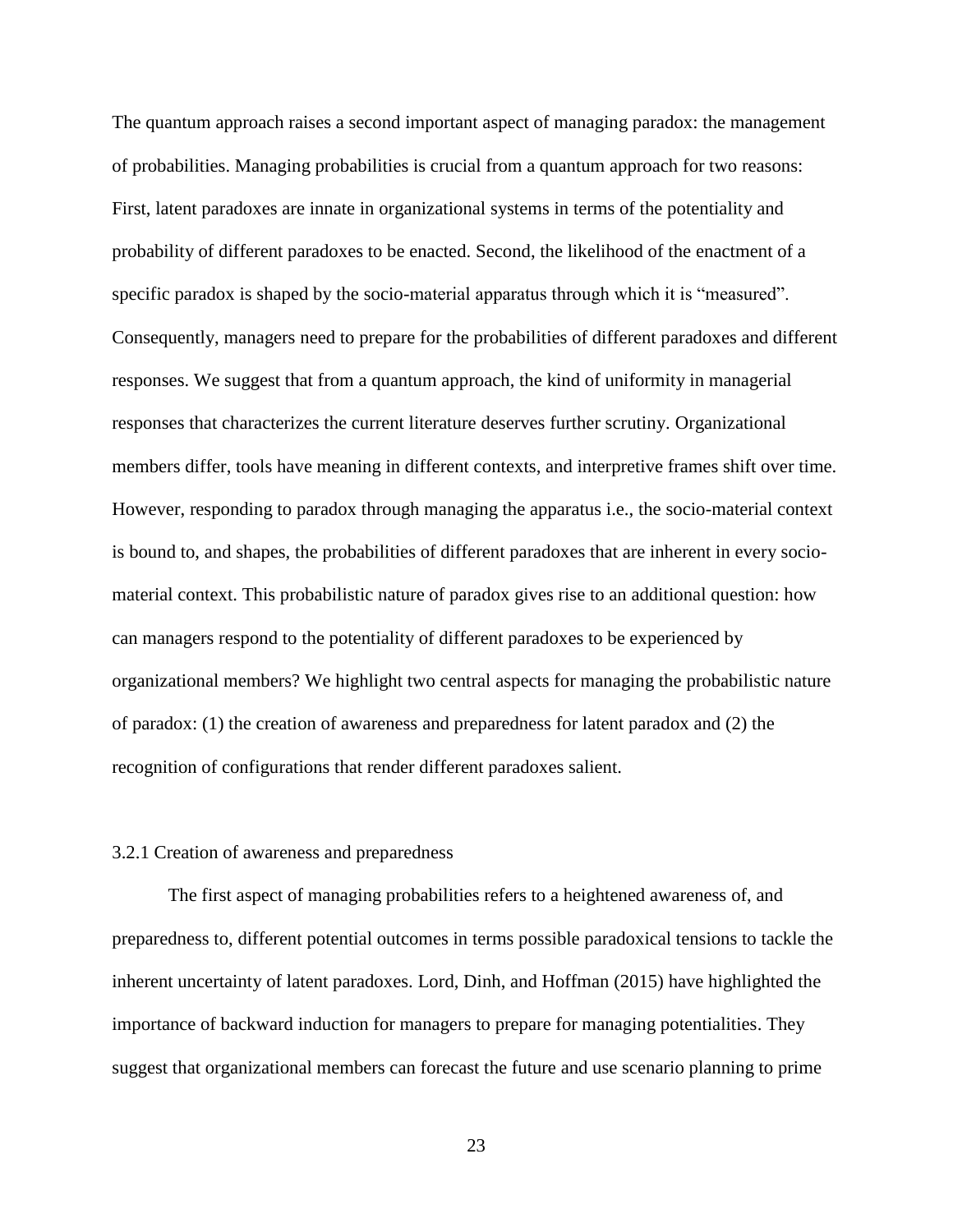The quantum approach raises a second important aspect of managing paradox: the management of probabilities. Managing probabilities is crucial from a quantum approach for two reasons: First, latent paradoxes are innate in organizational systems in terms of the potentiality and probability of different paradoxes to be enacted. Second, the likelihood of the enactment of a specific paradox is shaped by the socio-material apparatus through which it is "measured". Consequently, managers need to prepare for the probabilities of different paradoxes and different responses. We suggest that from a quantum approach, the kind of uniformity in managerial responses that characterizes the current literature deserves further scrutiny. Organizational members differ, tools have meaning in different contexts, and interpretive frames shift over time. However, responding to paradox through managing the apparatus i.e., the socio-material context is bound to, and shapes, the probabilities of different paradoxes that are inherent in every socio-material context. This probabilistic nature of paradox gives rise to an additional question: how can managers respond to the potentiality of different paradoxes to be experienced by organizational members? We highlight two central aspects for managing the probabilistic nature of paradox: (1) the creation of awareness and preparedness for latent paradox and (2) the recognition of configurations that render different paradoxes salient.

#### 3.2.1 Creation of awareness and preparedness

The first aspect of managing probabilities refers to a heightened awareness of, and preparedness to, different potential outcomes in terms possible paradoxical tensions to tackle the inherent uncertainty of latent paradoxes. Lord, Dinh, and Hoffman (2015) have highlighted the importance of backward induction for managers to prepare for managing potentialities. They suggest that organizational members can forecast the future and use scenario planning to prime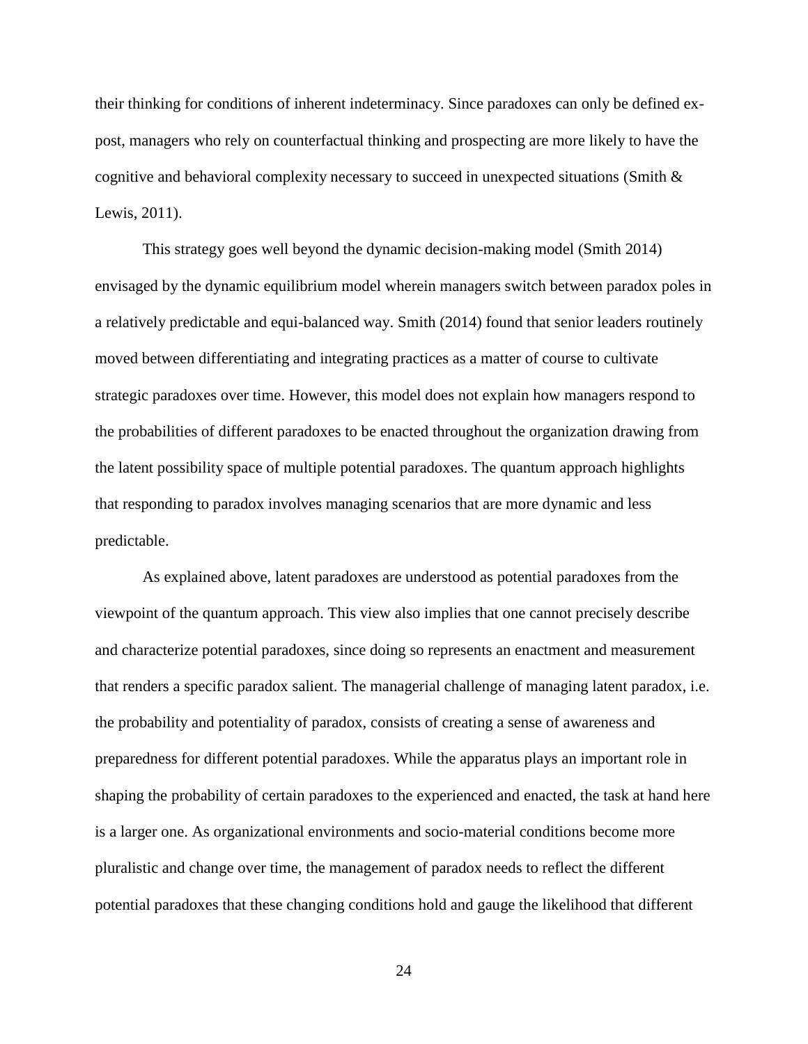their thinking for conditions of inherent indeterminacy. Since paradoxes can only be defined ex-post, managers who rely on counterfactual thinking and prospecting are more likely to have the cognitive and behavioral complexity necessary to succeed in unexpected situations (Smith & Lewis, 2011).

This strategy goes well beyond the dynamic decision-making model (Smith 2014) envisaged by the dynamic equilibrium model wherein managers switch between paradox poles in a relatively predictable and equi-balanced way. Smith (2014) found that senior leaders routinely moved between differentiating and integrating practices as a matter of course to cultivate strategic paradoxes over time. However, this model does not explain how managers respond to the probabilities of different paradoxes to be enacted throughout the organization drawing from the latent possibility space of multiple potential paradoxes. The quantum approach highlights that responding to paradox involves managing scenarios that are more dynamic and less predictable.

As explained above, latent paradoxes are understood as potential paradoxes from the viewpoint of the quantum approach. This view also implies that one cannot precisely describe and characterize potential paradoxes, since doing so represents an enactment and measurement that renders a specific paradox salient. The managerial challenge of managing latent paradox, i.e. the probability and potentiality of paradox, consists of creating a sense of awareness and preparedness for different potential paradoxes. While the apparatus plays an important role in shaping the probability of certain paradoxes to the experienced and enacted, the task at hand here is a larger one. As organizational environments and socio-material conditions become more pluralistic and change over time, the management of paradox needs to reflect the different potential paradoxes that these changing conditions hold and gauge the likelihood that different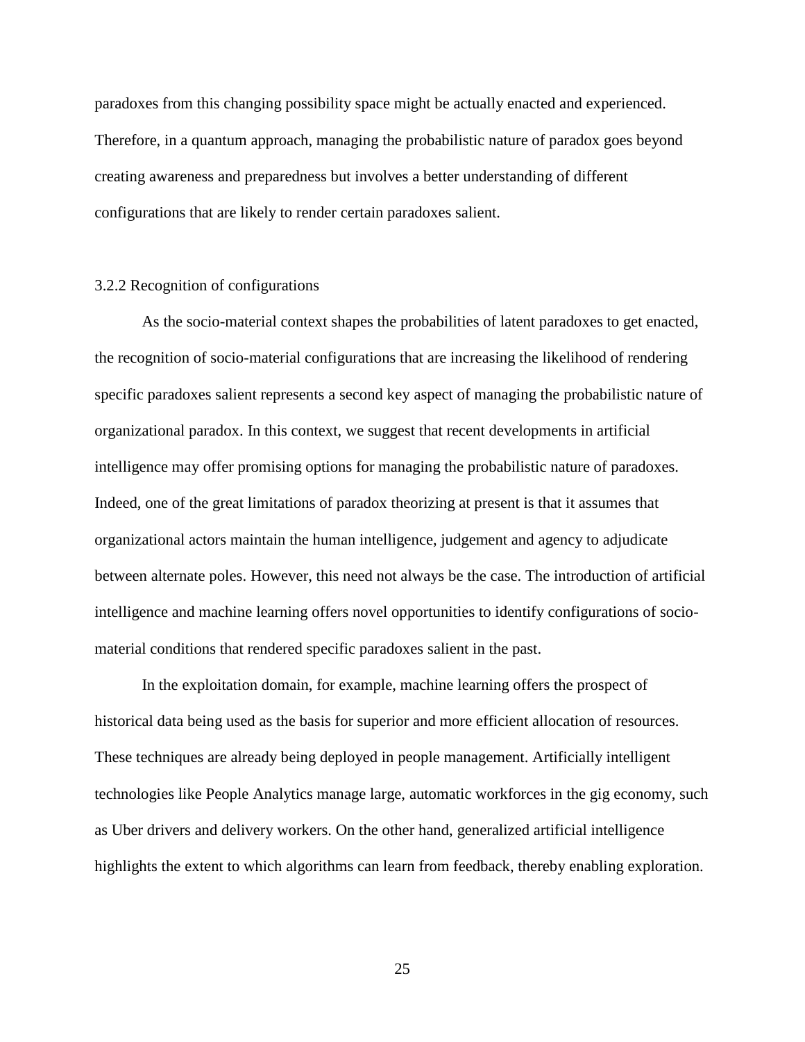paradoxes from this changing possibility space might be actually enacted and experienced. Therefore, in a quantum approach, managing the probabilistic nature of paradox goes beyond creating awareness and preparedness but involves a better understanding of different configurations that are likely to render certain paradoxes salient.

### 3.2.2 Recognition of configurations

As the socio-material context shapes the probabilities of latent paradoxes to get enacted, the recognition of socio-material configurations that are increasing the likelihood of rendering specific paradoxes salient represents a second key aspect of managing the probabilistic nature of organizational paradox. In this context, we suggest that recent developments in artificial intelligence may offer promising options for managing the probabilistic nature of paradoxes. Indeed, one of the great limitations of paradox theorizing at present is that it assumes that organizational actors maintain the human intelligence, judgement and agency to adjudicate between alternate poles. However, this need not always be the case. The introduction of artificial intelligence and machine learning offers novel opportunities to identify configurations of socio-material conditions that rendered specific paradoxes salient in the past.

In the exploitation domain, for example, machine learning offers the prospect of historical data being used as the basis for superior and more efficient allocation of resources. These techniques are already being deployed in people management. Artificially intelligent technologies like People Analytics manage large, automatic workforces in the gig economy, such as Uber drivers and delivery workers. On the other hand, generalized artificial intelligence highlights the extent to which algorithms can learn from feedback, thereby enabling exploration.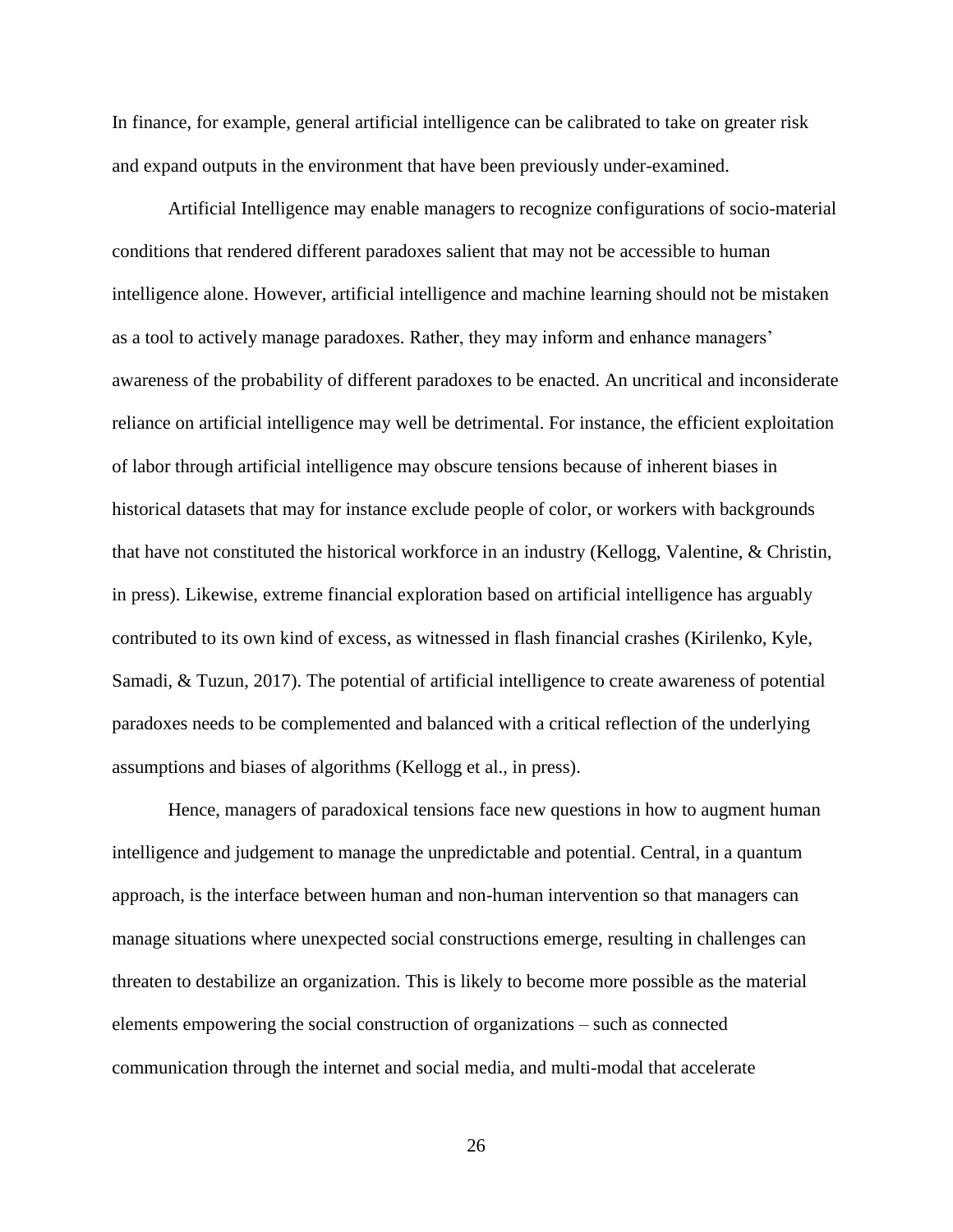In finance, for example, general artificial intelligence can be calibrated to take on greater risk and expand outputs in the environment that have been previously under-examined.

Artificial Intelligence may enable managers to recognize configurations of socio-material conditions that rendered different paradoxes salient that may not be accessible to human intelligence alone. However, artificial intelligence and machine learning should not be mistaken as a tool to actively manage paradoxes. Rather, they may inform and enhance managers' awareness of the probability of different paradoxes to be enacted. An uncritical and inconsiderate reliance on artificial intelligence may well be detrimental. For instance, the efficient exploitation of labor through artificial intelligence may obscure tensions because of inherent biases in historical datasets that may for instance exclude people of color, or workers with backgrounds that have not constituted the historical workforce in an industry (Kellogg, Valentine, & Christin, in press). Likewise, extreme financial exploration based on artificial intelligence has arguably contributed to its own kind of excess, as witnessed in flash financial crashes (Kirilenko, Kyle, Samadi, & Tuzun, 2017). The potential of artificial intelligence to create awareness of potential paradoxes needs to be complemented and balanced with a critical reflection of the underlying assumptions and biases of algorithms (Kellogg et al., in press).

Hence, managers of paradoxical tensions face new questions in how to augment human intelligence and judgement to manage the unpredictable and potential. Central, in a quantum approach, is the interface between human and non-human intervention so that managers can manage situations where unexpected social constructions emerge, resulting in challenges can threaten to destabilize an organization. This is likely to become more possible as the material elements empowering the social construction of organizations – such as connected communication through the internet and social media, and multi-modal that accelerate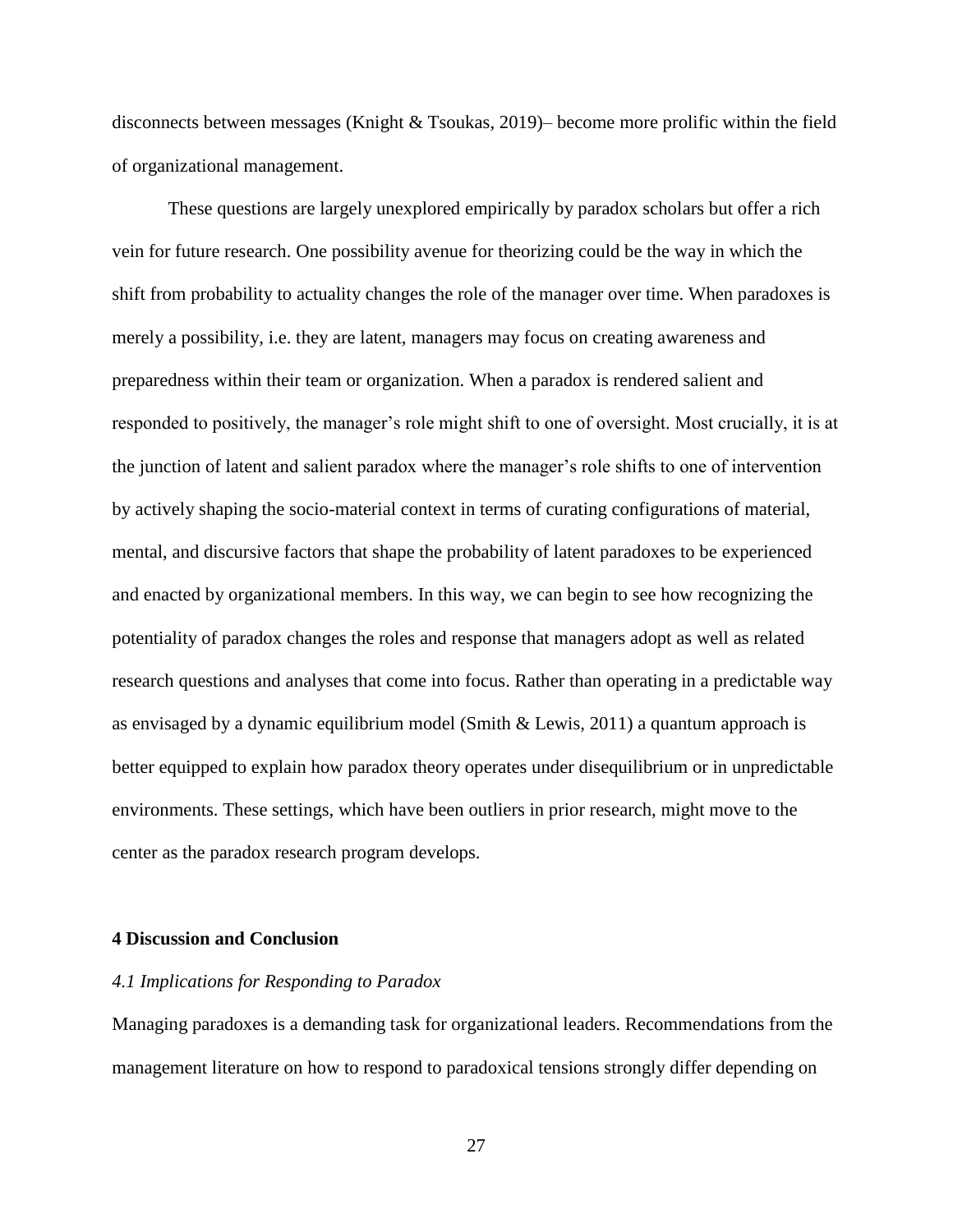disconnects between messages (Knight & Tsoukas, 2019)– become more prolific within the field of organizational management.

These questions are largely unexplored empirically by paradox scholars but offer a rich vein for future research. One possibility avenue for theorizing could be the way in which the shift from probability to actuality changes the role of the manager over time. When paradoxes is merely a possibility, i.e. they are latent, managers may focus on creating awareness and preparedness within their team or organization. When a paradox is rendered salient and responded to positively, the manager's role might shift to one of oversight. Most crucially, it is at the junction of latent and salient paradox where the manager's role shifts to one of intervention by actively shaping the socio-material context in terms of curating configurations of material, mental, and discursive factors that shape the probability of latent paradoxes to be experienced and enacted by organizational members. In this way, we can begin to see how recognizing the potentiality of paradox changes the roles and response that managers adopt as well as related research questions and analyses that come into focus. Rather than operating in a predictable way as envisaged by a dynamic equilibrium model (Smith & Lewis, 2011) a quantum approach is better equipped to explain how paradox theory operates under disequilibrium or in unpredictable environments. These settings, which have been outliers in prior research, might move to the center as the paradox research program develops.

## 4 Discussion and Conclusion

### *4.1 Implications for Responding to Paradox*

Managing paradoxes is a demanding task for organizational leaders. Recommendations from the management literature on how to respond to paradoxical tensions strongly differ depending on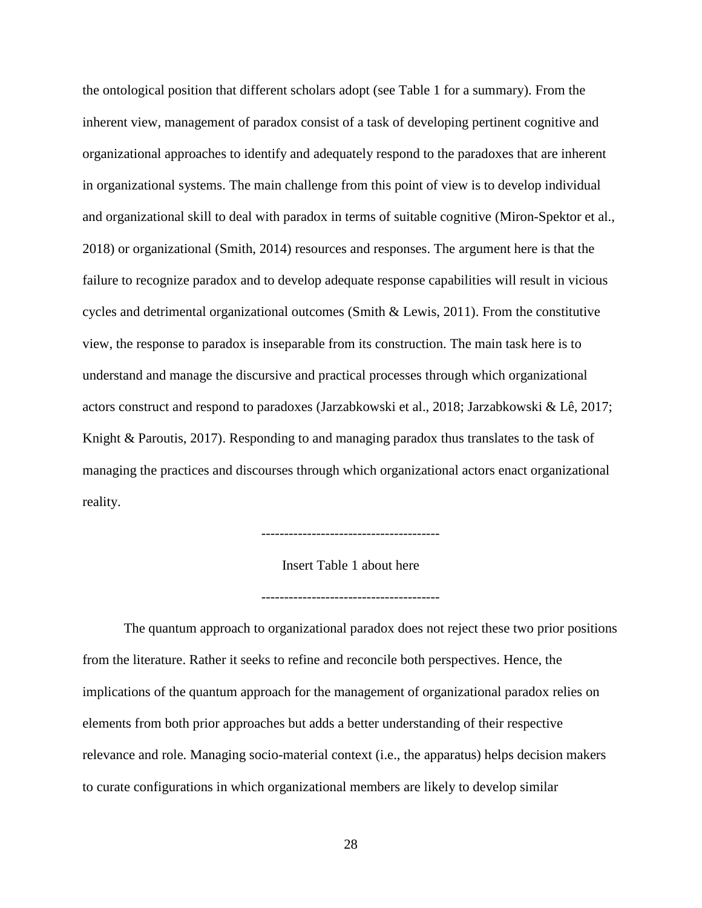the ontological position that different scholars adopt (see Table 1 for a summary). From the inherent view, management of paradox consist of a task of developing pertinent cognitive and organizational approaches to identify and adequately respond to the paradoxes that are inherent in organizational systems. The main challenge from this point of view is to develop individual and organizational skill to deal with paradox in terms of suitable cognitive (Miron-Spektor et al., 2018) or organizational (Smith, 2014) resources and responses. The argument here is that the failure to recognize paradox and to develop adequate response capabilities will result in vicious cycles and detrimental organizational outcomes (Smith & Lewis, 2011). From the constitutive view, the response to paradox is inseparable from its construction. The main task here is to understand and manage the discursive and practical processes through which organizational actors construct and respond to paradoxes (Jarzabkowski et al., 2018; Jarzabkowski & Lê, 2017; Knight & Paroutis, 2017). Responding to and managing paradox thus translates to the task of managing the practices and discourses through which organizational actors enact organizational reality.

---------------------------------------

Insert Table 1 about here

---------------------------------------

The quantum approach to organizational paradox does not reject these two prior positions from the literature. Rather it seeks to refine and reconcile both perspectives. Hence, the implications of the quantum approach for the management of organizational paradox relies on elements from both prior approaches but adds a better understanding of their respective relevance and role. Managing socio-material context (i.e., the apparatus) helps decision makers to curate configurations in which organizational members are likely to develop similar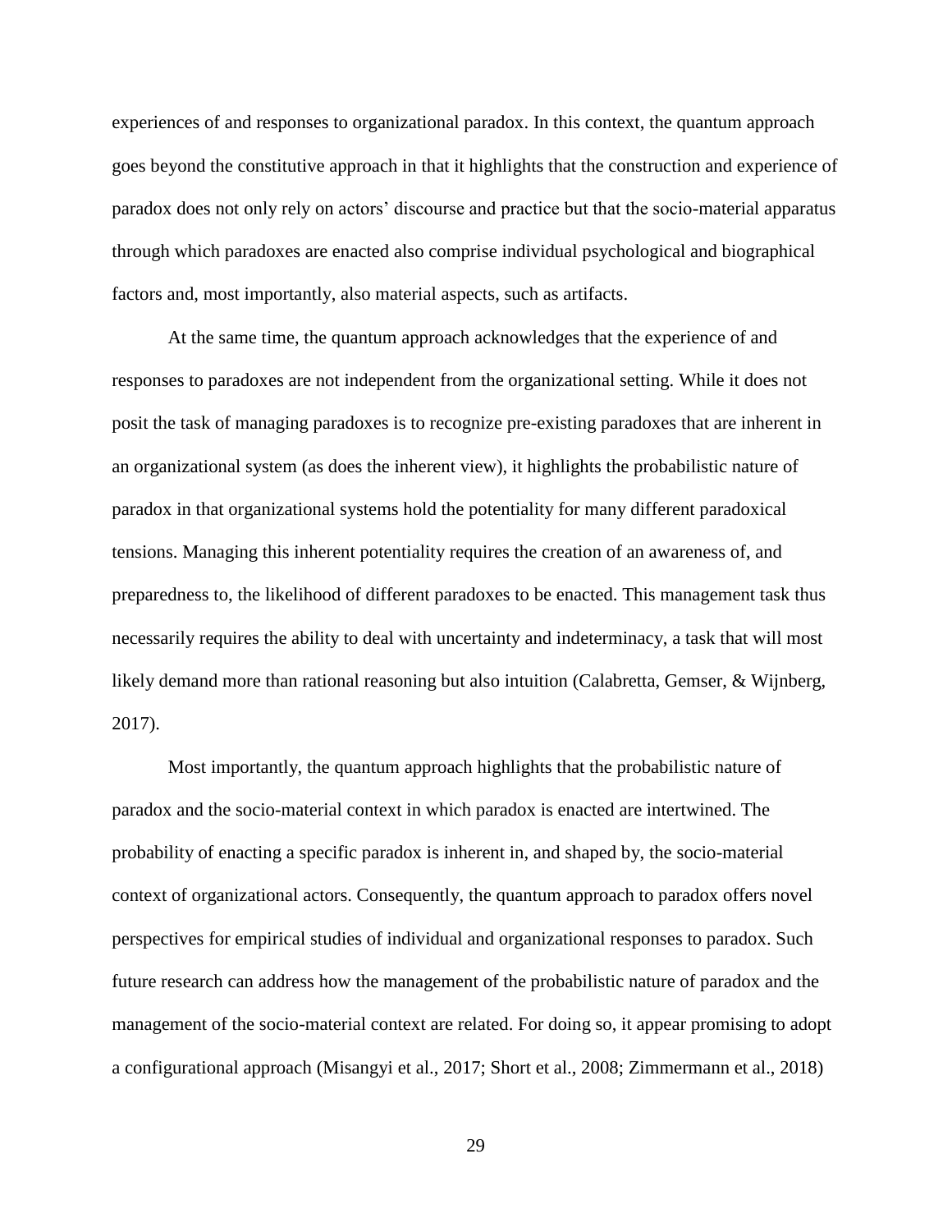experiences of and responses to organizational paradox. In this context, the quantum approach goes beyond the constitutive approach in that it highlights that the construction and experience of paradox does not only rely on actors' discourse and practice but that the socio-material apparatus through which paradoxes are enacted also comprise individual psychological and biographical factors and, most importantly, also material aspects, such as artifacts.

At the same time, the quantum approach acknowledges that the experience of and responses to paradoxes are not independent from the organizational setting. While it does not posit the task of managing paradoxes is to recognize pre-existing paradoxes that are inherent in an organizational system (as does the inherent view), it highlights the probabilistic nature of paradox in that organizational systems hold the potentiality for many different paradoxical tensions. Managing this inherent potentiality requires the creation of an awareness of, and preparedness to, the likelihood of different paradoxes to be enacted. This management task thus necessarily requires the ability to deal with uncertainty and indeterminacy, a task that will most likely demand more than rational reasoning but also intuition (Calabretta, Gemser, & Wijnberg, 2017).

Most importantly, the quantum approach highlights that the probabilistic nature of paradox and the socio-material context in which paradox is enacted are intertwined. The probability of enacting a specific paradox is inherent in, and shaped by, the socio-material context of organizational actors. Consequently, the quantum approach to paradox offers novel perspectives for empirical studies of individual and organizational responses to paradox. Such future research can address how the management of the probabilistic nature of paradox and the management of the socio-material context are related. For doing so, it appear promising to adopt a configurational approach (Misangyi et al., 2017; Short et al., 2008; Zimmermann et al., 2018)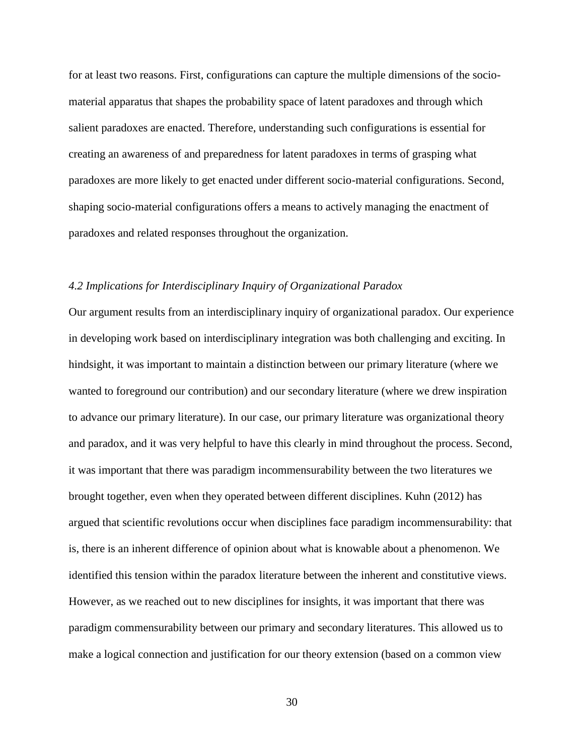for at least two reasons. First, configurations can capture the multiple dimensions of the socio-material apparatus that shapes the probability space of latent paradoxes and through which salient paradoxes are enacted. Therefore, understanding such configurations is essential for creating an awareness of and preparedness for latent paradoxes in terms of grasping what paradoxes are more likely to get enacted under different socio-material configurations. Second, shaping socio-material configurations offers a means to actively managing the enactment of paradoxes and related responses throughout the organization.

### *4.2 Implications for Interdisciplinary Inquiry of Organizational Paradox*

Our argument results from an interdisciplinary inquiry of organizational paradox. Our experience in developing work based on interdisciplinary integration was both challenging and exciting. In hindsight, it was important to maintain a distinction between our primary literature (where we wanted to foreground our contribution) and our secondary literature (where we drew inspiration to advance our primary literature). In our case, our primary literature was organizational theory and paradox, and it was very helpful to have this clearly in mind throughout the process. Second, it was important that there was paradigm incommensurability between the two literatures we brought together, even when they operated between different disciplines. Kuhn (2012) has argued that scientific revolutions occur when disciplines face paradigm incommensurability: that is, there is an inherent difference of opinion about what is knowable about a phenomenon. We identified this tension within the paradox literature between the inherent and constitutive views. However, as we reached out to new disciplines for insights, it was important that there was paradigm commensurability between our primary and secondary literatures. This allowed us to make a logical connection and justification for our theory extension (based on a common view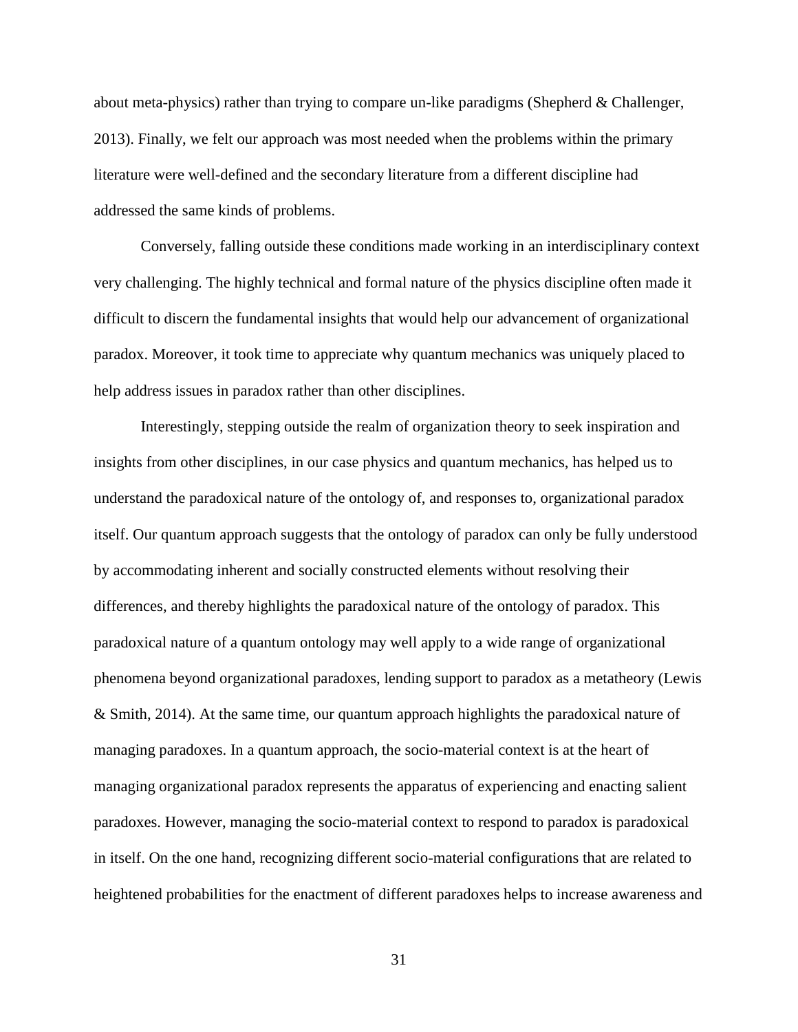about meta-physics) rather than trying to compare un-like paradigms (Shepherd & Challenger, 2013). Finally, we felt our approach was most needed when the problems within the primary literature were well-defined and the secondary literature from a different discipline had addressed the same kinds of problems.

Conversely, falling outside these conditions made working in an interdisciplinary context very challenging. The highly technical and formal nature of the physics discipline often made it difficult to discern the fundamental insights that would help our advancement of organizational paradox. Moreover, it took time to appreciate why quantum mechanics was uniquely placed to help address issues in paradox rather than other disciplines.

Interestingly, stepping outside the realm of organization theory to seek inspiration and insights from other disciplines, in our case physics and quantum mechanics, has helped us to understand the paradoxical nature of the ontology of, and responses to, organizational paradox itself. Our quantum approach suggests that the ontology of paradox can only be fully understood by accommodating inherent and socially constructed elements without resolving their differences, and thereby highlights the paradoxical nature of the ontology of paradox. This paradoxical nature of a quantum ontology may well apply to a wide range of organizational phenomena beyond organizational paradoxes, lending support to paradox as a metatheory (Lewis & Smith, 2014). At the same time, our quantum approach highlights the paradoxical nature of managing paradoxes. In a quantum approach, the socio-material context is at the heart of managing organizational paradox represents the apparatus of experiencing and enacting salient paradoxes. However, managing the socio-material context to respond to paradox is paradoxical in itself. On the one hand, recognizing different socio-material configurations that are related to heightened probabilities for the enactment of different paradoxes helps to increase awareness and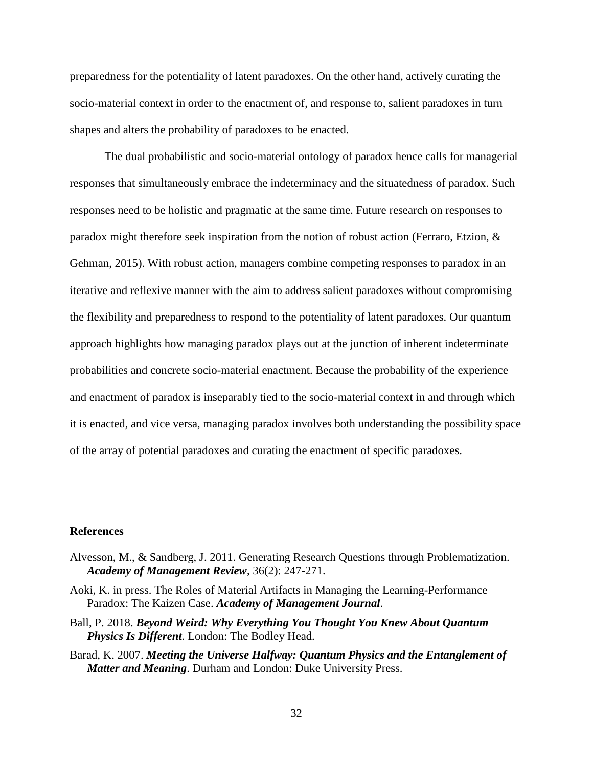preparedness for the potentiality of latent paradoxes. On the other hand, actively curating the socio-material context in order to the enactment of, and response to, salient paradoxes in turn shapes and alters the probability of paradoxes to be enacted.

The dual probabilistic and socio-material ontology of paradox hence calls for managerial responses that simultaneously embrace the indeterminacy and the situatedness of paradox. Such responses need to be holistic and pragmatic at the same time. Future research on responses to paradox might therefore seek inspiration from the notion of robust action (Ferraro, Etzion, & Gehman, 2015). With robust action, managers combine competing responses to paradox in an iterative and reflexive manner with the aim to address salient paradoxes without compromising the flexibility and preparedness to respond to the potentiality of latent paradoxes. Our quantum approach highlights how managing paradox plays out at the junction of inherent indeterminate probabilities and concrete socio-material enactment. Because the probability of the experience and enactment of paradox is inseparably tied to the socio-material context in and through which it is enacted, and vice versa, managing paradox involves both understanding the possibility space of the array of potential paradoxes and curating the enactment of specific paradoxes.

## References

Alvesson, M., & Sandberg, J. 2011. Generating Research Questions through Problematization. ***Academy of Management Review***, 36(2): 247-271.

Aoki, K. in press. The Roles of Material Artifacts in Managing the Learning-Performance Paradox: The Kaizen Case. ***Academy of Management Journal***.

Ball, P. 2018. ***Beyond Weird: Why Everything You Thought You Knew About Quantum Physics Is Different***. London: The Bodley Head.

Barad, K. 2007. ***Meeting the Universe Halfway: Quantum Physics and the Entanglement of Matter and Meaning***. Durham and London: Duke University Press.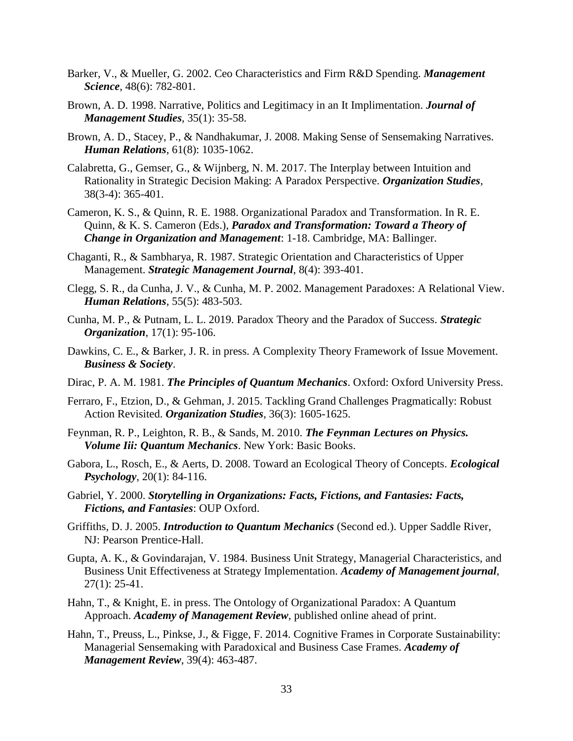Barker, V., & Mueller, G. 2002. Ceo Characteristics and Firm R&D Spending. ***Management Science***, 48(6): 782-801.

Brown, A. D. 1998. Narrative, Politics and Legitimacy in an It Implimentation. ***Journal of Management Studies***, 35(1): 35-58.

Brown, A. D., Stacey, P., & Nandhakumar, J. 2008. Making Sense of Sensemaking Narratives. ***Human Relations***, 61(8): 1035-1062.

Calabretta, G., Gemser, G., & Wijnberg, N. M. 2017. The Interplay between Intuition and Rationality in Strategic Decision Making: A Paradox Perspective. ***Organization Studies***, 38(3-4): 365-401.

Cameron, K. S., & Quinn, R. E. 1988. Organizational Paradox and Transformation. In R. E. Quinn, & K. S. Cameron (Eds.), ***Paradox and Transformation: Toward a Theory of Change in Organization and Management***: 1-18. Cambridge, MA: Ballinger.

Chaganti, R., & Sambharya, R. 1987. Strategic Orientation and Characteristics of Upper Management. ***Strategic Management Journal***, 8(4): 393-401.

Clegg, S. R., da Cunha, J. V., & Cunha, M. P. 2002. Management Paradoxes: A Relational View. ***Human Relations***, 55(5): 483-503.

Cunha, M. P., & Putnam, L. L. 2019. Paradox Theory and the Paradox of Success. ***Strategic Organization***, 17(1): 95-106.

Dawkins, C. E., & Barker, J. R. in press. A Complexity Theory Framework of Issue Movement. ***Business & Society***.

Dirac, P. A. M. 1981. ***The Principles of Quantum Mechanics***. Oxford: Oxford University Press.

Ferraro, F., Etzion, D., & Gehman, J. 2015. Tackling Grand Challenges Pragmatically: Robust Action Revisited. ***Organization Studies***, 36(3): 1605-1625.

Feynman, R. P., Leighton, R. B., & Sands, M. 2010. ***The Feynman Lectures on Physics. Volume Iii: Quantum Mechanics***. New York: Basic Books.

Gabora, L., Rosch, E., & Aerts, D. 2008. Toward an Ecological Theory of Concepts. ***Ecological Psychology***, 20(1): 84-116.

Gabriel, Y. 2000. ***Storytelling in Organizations: Facts, Fictions, and Fantasies: Facts, Fictions, and Fantasies***: OUP Oxford.

Griffiths, D. J. 2005. ***Introduction to Quantum Mechanics*** (Second ed.). Upper Saddle River, NJ: Pearson Prentice-Hall.

Gupta, A. K., & Govindarajan, V. 1984. Business Unit Strategy, Managerial Characteristics, and Business Unit Effectiveness at Strategy Implementation. ***Academy of Management journal***, 27(1): 25-41.

Hahn, T., & Knight, E. in press. The Ontology of Organizational Paradox: A Quantum Approach. ***Academy of Management Review***, published online ahead of print.

Hahn, T., Preuss, L., Pinkse, J., & Figge, F. 2014. Cognitive Frames in Corporate Sustainability: Managerial Sensemaking with Paradoxical and Business Case Frames. ***Academy of Management Review***, 39(4): 463-487.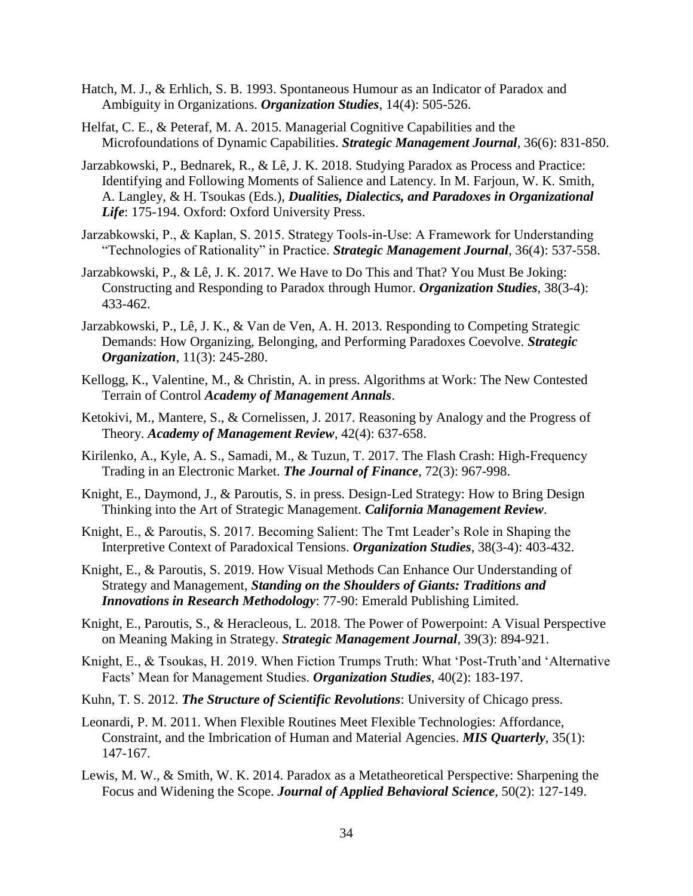Hatch, M. J., & Erhlich, S. B. 1993. Spontaneous Humour as an Indicator of Paradox and Ambiguity in Organizations. ***Organization Studies***, 14(4): 505-526.

Helfat, C. E., & Peteraf, M. A. 2015. Managerial Cognitive Capabilities and the Microfoundations of Dynamic Capabilities. ***Strategic Management Journal***, 36(6): 831-850.

Jarzabkowski, P., Bednarek, R., & Lê, J. K. 2018. Studying Paradox as Process and Practice: Identifying and Following Moments of Salience and Latency. In M. Farjoun, W. K. Smith, A. Langley, & H. Tsoukas (Eds.), ***Dualities, Dialectics, and Paradoxes in Organizational Life***: 175-194. Oxford: Oxford University Press.

Jarzabkowski, P., & Kaplan, S. 2015. Strategy Tools-in-Use: A Framework for Understanding "Technologies of Rationality" in Practice. ***Strategic Management Journal***, 36(4): 537-558.

Jarzabkowski, P., & Lê, J. K. 2017. We Have to Do This and That? You Must Be Joking: Constructing and Responding to Paradox through Humor. ***Organization Studies***, 38(3-4): 433-462.

Jarzabkowski, P., Lê, J. K., & Van de Ven, A. H. 2013. Responding to Competing Strategic Demands: How Organizing, Belonging, and Performing Paradoxes Coevolve. ***Strategic Organization***, 11(3): 245-280.

Kellogg, K., Valentine, M., & Christin, A. in press. Algorithms at Work: The New Contested Terrain of Control ***Academy of Management Annals***.

Ketokivi, M., Mantere, S., & Cornelissen, J. 2017. Reasoning by Analogy and the Progress of Theory. ***Academy of Management Review***, 42(4): 637-658.

Kirilenko, A., Kyle, A. S., Samadi, M., & Tuzun, T. 2017. The Flash Crash: High-Frequency Trading in an Electronic Market. ***The Journal of Finance***, 72(3): 967-998.

Knight, E., Daymond, J., & Paroutis, S. in press. Design-Led Strategy: How to Bring Design Thinking into the Art of Strategic Management. ***California Management Review***.

Knight, E., & Paroutis, S. 2017. Becoming Salient: The Tmt Leader's Role in Shaping the Interpretive Context of Paradoxical Tensions. ***Organization Studies***, 38(3-4): 403-432.

Knight, E., & Paroutis, S. 2019. How Visual Methods Can Enhance Our Understanding of Strategy and Management, ***Standing on the Shoulders of Giants: Traditions and Innovations in Research Methodology***: 77-90: Emerald Publishing Limited.

Knight, E., Paroutis, S., & Heracleous, L. 2018. The Power of Powerpoint: A Visual Perspective on Meaning Making in Strategy. ***Strategic Management Journal***, 39(3): 894-921.

Knight, E., & Tsoukas, H. 2019. When Fiction Trumps Truth: What 'Post-Truth'and 'Alternative Facts' Mean for Management Studies. ***Organization Studies***, 40(2): 183-197.

Kuhn, T. S. 2012. ***The Structure of Scientific Revolutions***: University of Chicago press.

Leonardi, P. M. 2011. When Flexible Routines Meet Flexible Technologies: Affordance, Constraint, and the Imbrication of Human and Material Agencies. ***MIS Quarterly***, 35(1): 147-167.

Lewis, M. W., & Smith, W. K. 2014. Paradox as a Metatheoretical Perspective: Sharpening the Focus and Widening the Scope. ***Journal of Applied Behavioral Science***, 50(2): 127-149.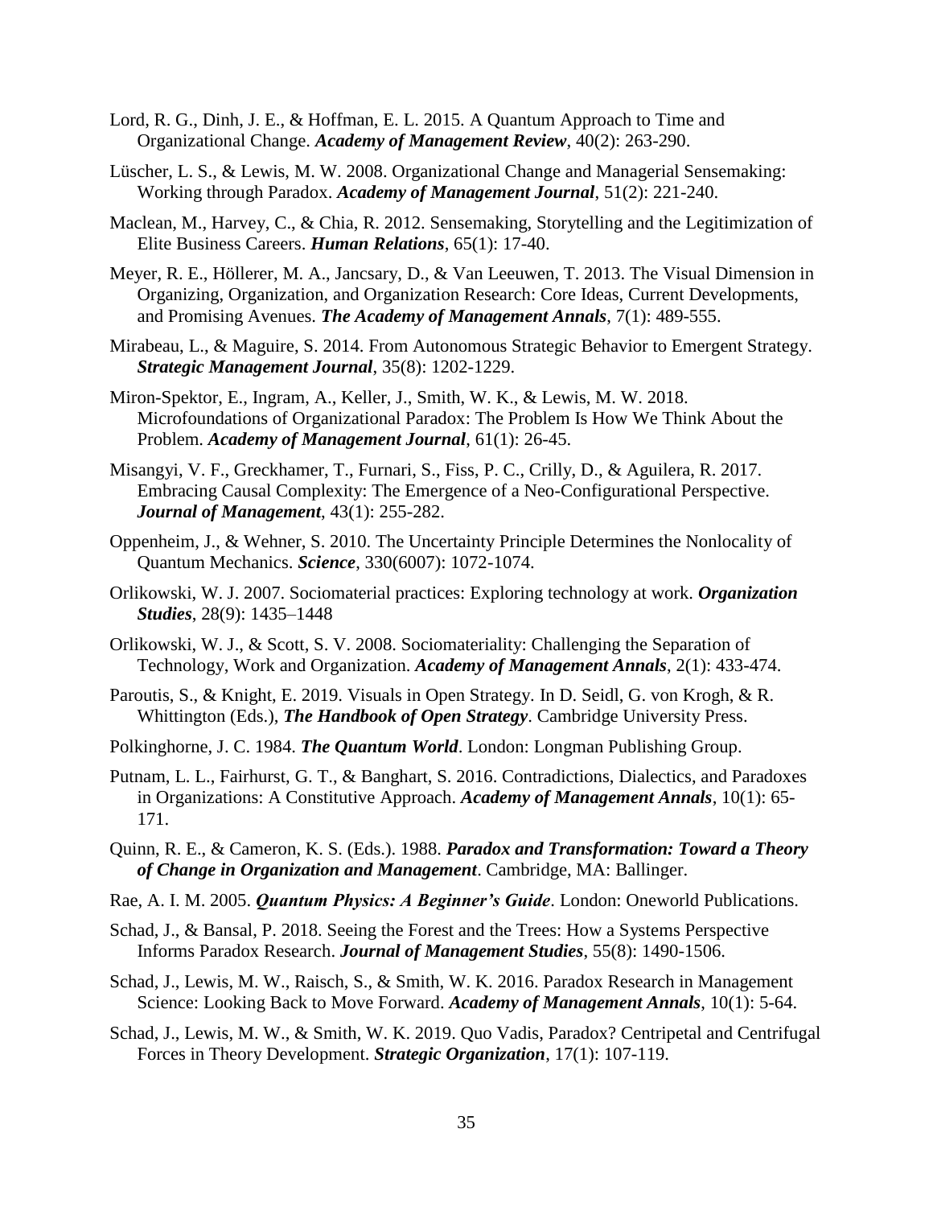Lord, R. G., Dinh, J. E., & Hoffman, E. L. 2015. A Quantum Approach to Time and Organizational Change. ***Academy of Management Review***, 40(2): 263-290.

Lüscher, L. S., & Lewis, M. W. 2008. Organizational Change and Managerial Sensemaking: Working through Paradox. ***Academy of Management Journal***, 51(2): 221-240.

Maclean, M., Harvey, C., & Chia, R. 2012. Sensemaking, Storytelling and the Legitimization of Elite Business Careers. ***Human Relations***, 65(1): 17-40.

Meyer, R. E., Höllerer, M. A., Jancsary, D., & Van Leeuwen, T. 2013. The Visual Dimension in Organizing, Organization, and Organization Research: Core Ideas, Current Developments, and Promising Avenues. ***The Academy of Management Annals***, 7(1): 489-555.

Mirabeau, L., & Maguire, S. 2014. From Autonomous Strategic Behavior to Emergent Strategy. ***Strategic Management Journal***, 35(8): 1202-1229.

Miron-Spektor, E., Ingram, A., Keller, J., Smith, W. K., & Lewis, M. W. 2018. Microfoundations of Organizational Paradox: The Problem Is How We Think About the Problem. ***Academy of Management Journal***, 61(1): 26-45.

Misangyi, V. F., Greckhamer, T., Furnari, S., Fiss, P. C., Crilly, D., & Aguilera, R. 2017. Embracing Causal Complexity: The Emergence of a Neo-Configurational Perspective. ***Journal of Management***, 43(1): 255-282.

Oppenheim, J., & Wehner, S. 2010. The Uncertainty Principle Determines the Nonlocality of Quantum Mechanics. ***Science***, 330(6007): 1072-1074.

Orlikowski, W. J. 2007. Sociomaterial practices: Exploring technology at work. ***Organization Studies***, 28(9): 1435–1448

Orlikowski, W. J., & Scott, S. V. 2008. Sociomateriality: Challenging the Separation of Technology, Work and Organization. ***Academy of Management Annals***, 2(1): 433-474.

Paroutis, S., & Knight, E. 2019. Visuals in Open Strategy. In D. Seidl, G. von Krogh, & R. Whittington (Eds.), ***The Handbook of Open Strategy***. Cambridge University Press.

Polkinghorne, J. C. 1984. ***The Quantum World***. London: Longman Publishing Group.

Putnam, L. L., Fairhurst, G. T., & Banghart, S. 2016. Contradictions, Dialectics, and Paradoxes in Organizations: A Constitutive Approach. ***Academy of Management Annals***, 10(1): 65-171.

Quinn, R. E., & Cameron, K. S. (Eds.). 1988. ***Paradox and Transformation: Toward a Theory of Change in Organization and Management***. Cambridge, MA: Ballinger.

Rae, A. I. M. 2005. ***Quantum Physics: A Beginner's Guide***. London: Oneworld Publications.

Schad, J., & Bansal, P. 2018. Seeing the Forest and the Trees: How a Systems Perspective Informs Paradox Research. ***Journal of Management Studies***, 55(8): 1490-1506.

Schad, J., Lewis, M. W., Raisch, S., & Smith, W. K. 2016. Paradox Research in Management Science: Looking Back to Move Forward. ***Academy of Management Annals***, 10(1): 5-64.

Schad, J., Lewis, M. W., & Smith, W. K. 2019. Quo Vadis, Paradox? Centripetal and Centrifugal Forces in Theory Development. ***Strategic Organization***, 17(1): 107-119.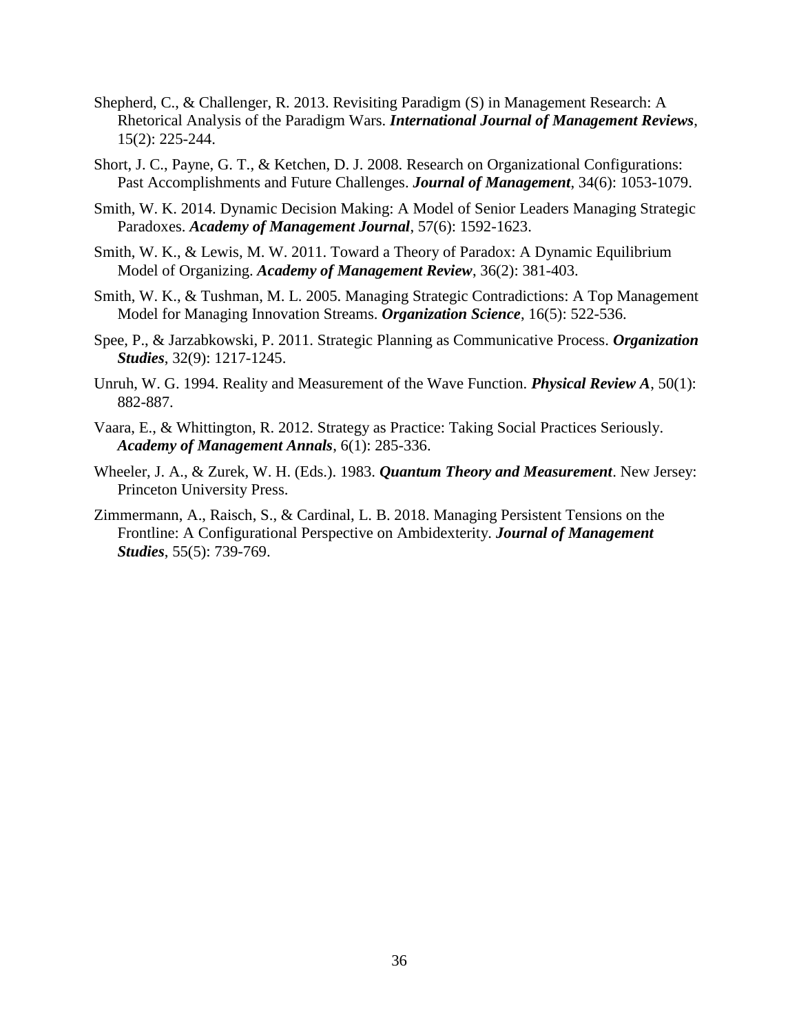Shepherd, C., & Challenger, R. 2013. Revisiting Paradigm (S) in Management Research: A Rhetorical Analysis of the Paradigm Wars. ***International Journal of Management Reviews***, 15(2): 225-244.

Short, J. C., Payne, G. T., & Ketchen, D. J. 2008. Research on Organizational Configurations: Past Accomplishments and Future Challenges. ***Journal of Management***, 34(6): 1053-1079.

Smith, W. K. 2014. Dynamic Decision Making: A Model of Senior Leaders Managing Strategic Paradoxes. ***Academy of Management Journal***, 57(6): 1592-1623.

Smith, W. K., & Lewis, M. W. 2011. Toward a Theory of Paradox: A Dynamic Equilibrium Model of Organizing. ***Academy of Management Review***, 36(2): 381-403.

Smith, W. K., & Tushman, M. L. 2005. Managing Strategic Contradictions: A Top Management Model for Managing Innovation Streams. ***Organization Science***, 16(5): 522-536.

Spee, P., & Jarzabkowski, P. 2011. Strategic Planning as Communicative Process. ***Organization Studies***, 32(9): 1217-1245.

Unruh, W. G. 1994. Reality and Measurement of the Wave Function. ***Physical Review A***, 50(1): 882-887.

Vaara, E., & Whittington, R. 2012. Strategy as Practice: Taking Social Practices Seriously. ***Academy of Management Annals***, 6(1): 285-336.

Wheeler, J. A., & Zurek, W. H. (Eds.). 1983. ***Quantum Theory and Measurement***. New Jersey: Princeton University Press.

Zimmermann, A., Raisch, S., & Cardinal, L. B. 2018. Managing Persistent Tensions on the Frontline: A Configurational Perspective on Ambidexterity. ***Journal of Management Studies***, 55(5): 739-769.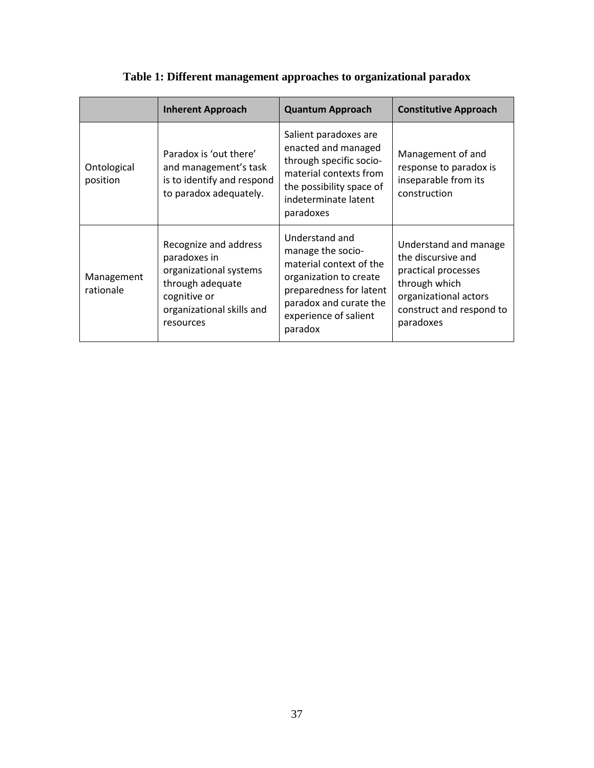**Table 1: Different management approaches to organizational paradox**

| | Inherent Approach | Quantum Approach | Constitutive Approach |
|---|---|---|---|
| Ontological position | Paradox is 'out there' and management's task is to identify and respond to paradox adequately. | Salient paradoxes are enacted and managed through specific socio-material contexts from the possibility space of indeterminate latent paradoxes | Management of and response to paradox is inseparable from its construction |
| Management rationale | Recognize and address paradoxes in organizational systems through adequate cognitive or organizational skills and resources | Understand and manage the socio-material context of the organization to create preparedness for latent paradox and curate the experience of salient paradox | Understand and manage the discursive and practical processes through which organizational actors construct and respond to paradoxes |